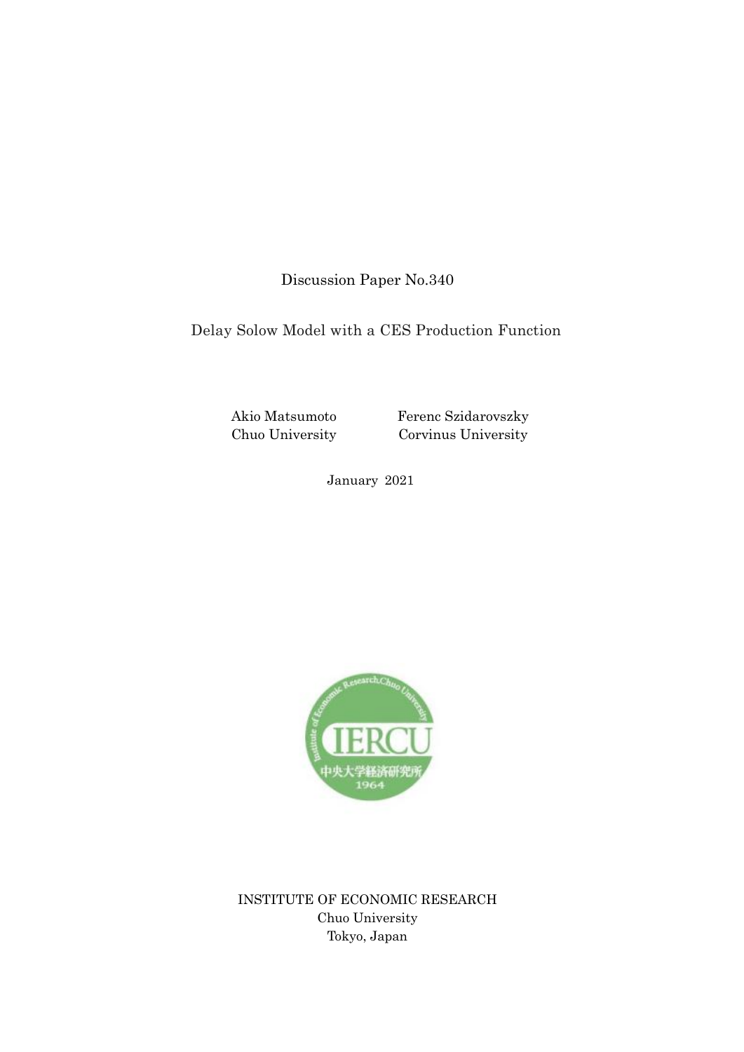Discussion Paper No.340

# Delay Solow Model with a CES Production Function

Akio Matsumoto
Chuo University

Ferenc Szidarovszky
Corvinus University

January 2021

INSTITUTE OF ECONOMIC RESEARCH
Chuo University
Tokyo, Japan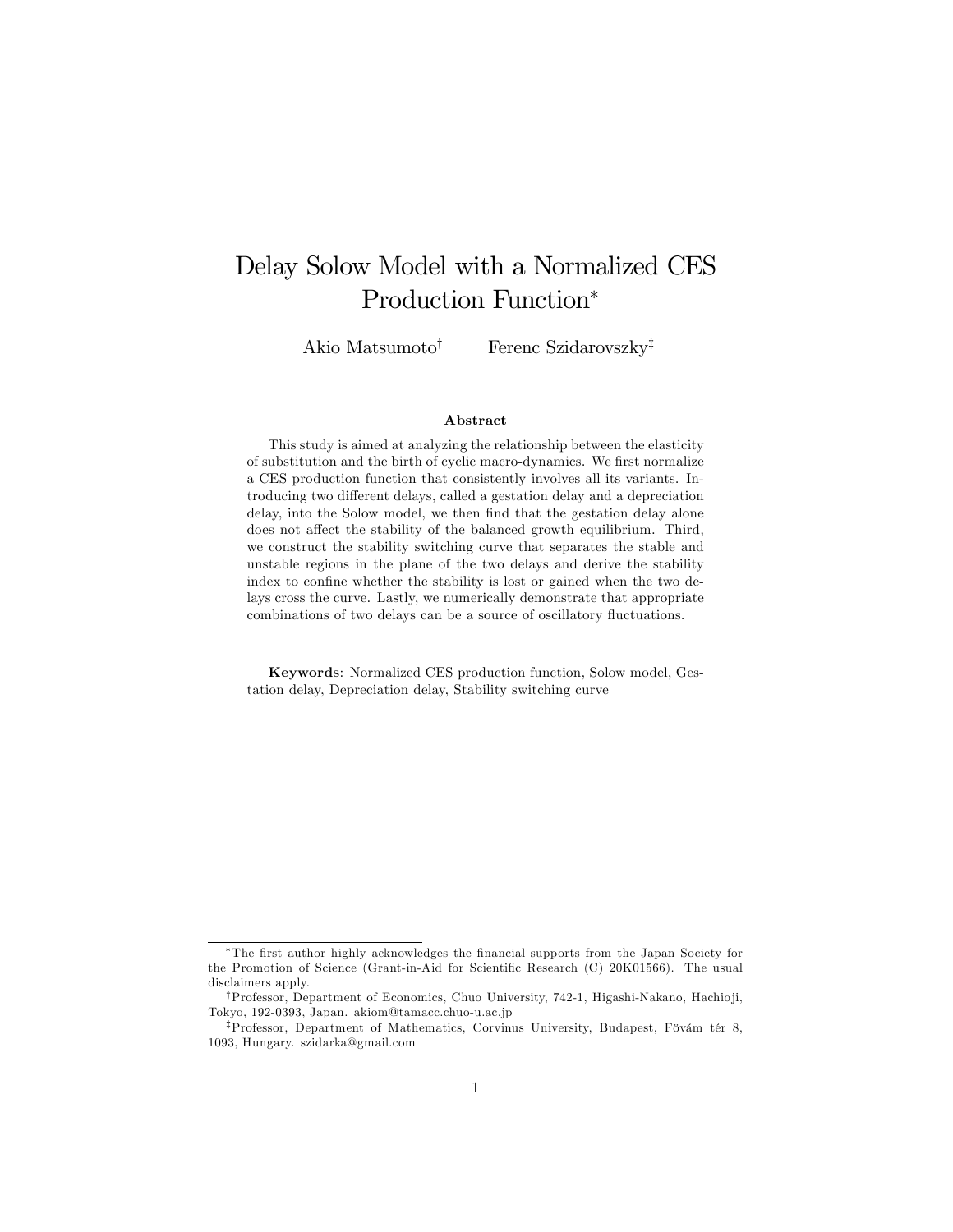# Delay Solow Model with a Normalized CES Production Function*

Akio Matsumoto[†] Ferenc Szidarovszky[‡]

**Abstract**

This study is aimed at analyzing the relationship between the elasticity of substitution and the birth of cyclic macro-dynamics. We first normalize a CES production function that consistently involves all its variants. Introducing two different delays, called a gestation delay and a depreciation delay, into the Solow model, we then find that the gestation delay alone does not affect the stability of the balanced growth equilibrium. Third, we construct the stability switching curve that separates the stable and unstable regions in the plane of the two delays and derive the stability index to confine whether the stability is lost or gained when the two delays cross the curve. Lastly, we numerically demonstrate that appropriate combinations of two delays can be a source of oscillatory fluctuations.

**Keywords**: Normalized CES production function, Solow model, Gestation delay, Depreciation delay, Stability switching curve

---

*The first author highly acknowledges the financial supports from the Japan Society for the Promotion of Science (Grant-in-Aid for Scientific Research (C) 20K01566). The usual disclaimers apply.

[†]Professor, Department of Economics, Chuo University, 742-1, Higashi-Nakano, Hachioji, Tokyo, 192-0393, Japan. akiom@tamacc.chuo-u.ac.jp

[‡]Professor, Department of Mathematics, Corvinus University, Budapest, Fövám tér 8, 1093, Hungary. szidarka@gmail.com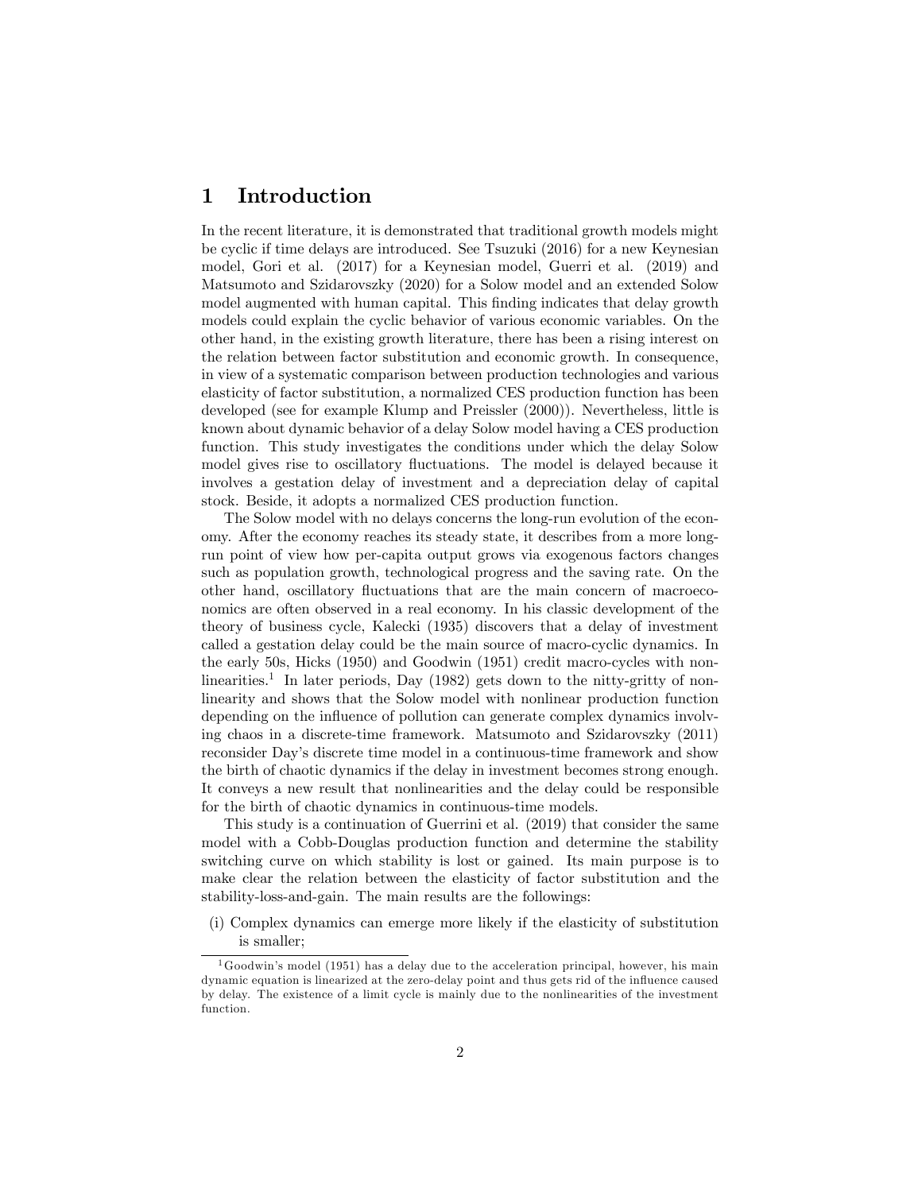# 1 Introduction

In the recent literature, it is demonstrated that traditional growth models might be cyclic if time delays are introduced. See Tsuzuki (2016) for a new Keynesian model, Gori et al. (2017) for a Keynesian model, Guerri et al. (2019) and Matsumoto and Szidarovszky (2020) for a Solow model and an extended Solow model augmented with human capital. This finding indicates that delay growth models could explain the cyclic behavior of various economic variables. On the other hand, in the existing growth literature, there has been a rising interest on the relation between factor substitution and economic growth. In consequence, in view of a systematic comparison between production technologies and various elasticity of factor substitution, a normalized CES production function has been developed (see for example Klump and Preissler (2000)). Nevertheless, little is known about dynamic behavior of a delay Solow model having a CES production function. This study investigates the conditions under which the delay Solow model gives rise to oscillatory fluctuations. The model is delayed because it involves a gestation delay of investment and a depreciation delay of capital stock. Beside, it adopts a normalized CES production function.

The Solow model with no delays concerns the long-run evolution of the economy. After the economy reaches its steady state, it describes from a more long-run point of view how per-capita output grows via exogenous factors changes such as population growth, technological progress and the saving rate. On the other hand, oscillatory fluctuations that are the main concern of macroeconomics are often observed in a real economy. In his classic development of the theory of business cycle, Kalecki (1935) discovers that a delay of investment called a gestation delay could be the main source of macro-cyclic dynamics. In the early 50s, Hicks (1950) and Goodwin (1951) credit macro-cycles with nonlinearities.[1] In later periods, Day (1982) gets down to the nitty-gritty of nonlinearity and shows that the Solow model with nonlinear production function depending on the influence of pollution can generate complex dynamics involving chaos in a discrete-time framework. Matsumoto and Szidarovszky (2011) reconsider Day's discrete time model in a continuous-time framework and show the birth of chaotic dynamics if the delay in investment becomes strong enough. It conveys a new result that nonlinearities and the delay could be responsible for the birth of chaotic dynamics in continuous-time models.

This study is a continuation of Guerrini et al. (2019) that consider the same model with a Cobb-Douglas production function and determine the stability switching curve on which stability is lost or gained. Its main purpose is to make clear the relation between the elasticity of factor substitution and the stability-loss-and-gain. The main results are the followings:

(i) Complex dynamics can emerge more likely if the elasticity of substitution is smaller;

[1] Goodwin's model (1951) has a delay due to the acceleration principal, however, his main dynamic equation is linearized at the zero-delay point and thus gets rid of the influence caused by delay. The existence of a limit cycle is mainly due to the nonlinearities of the investment function.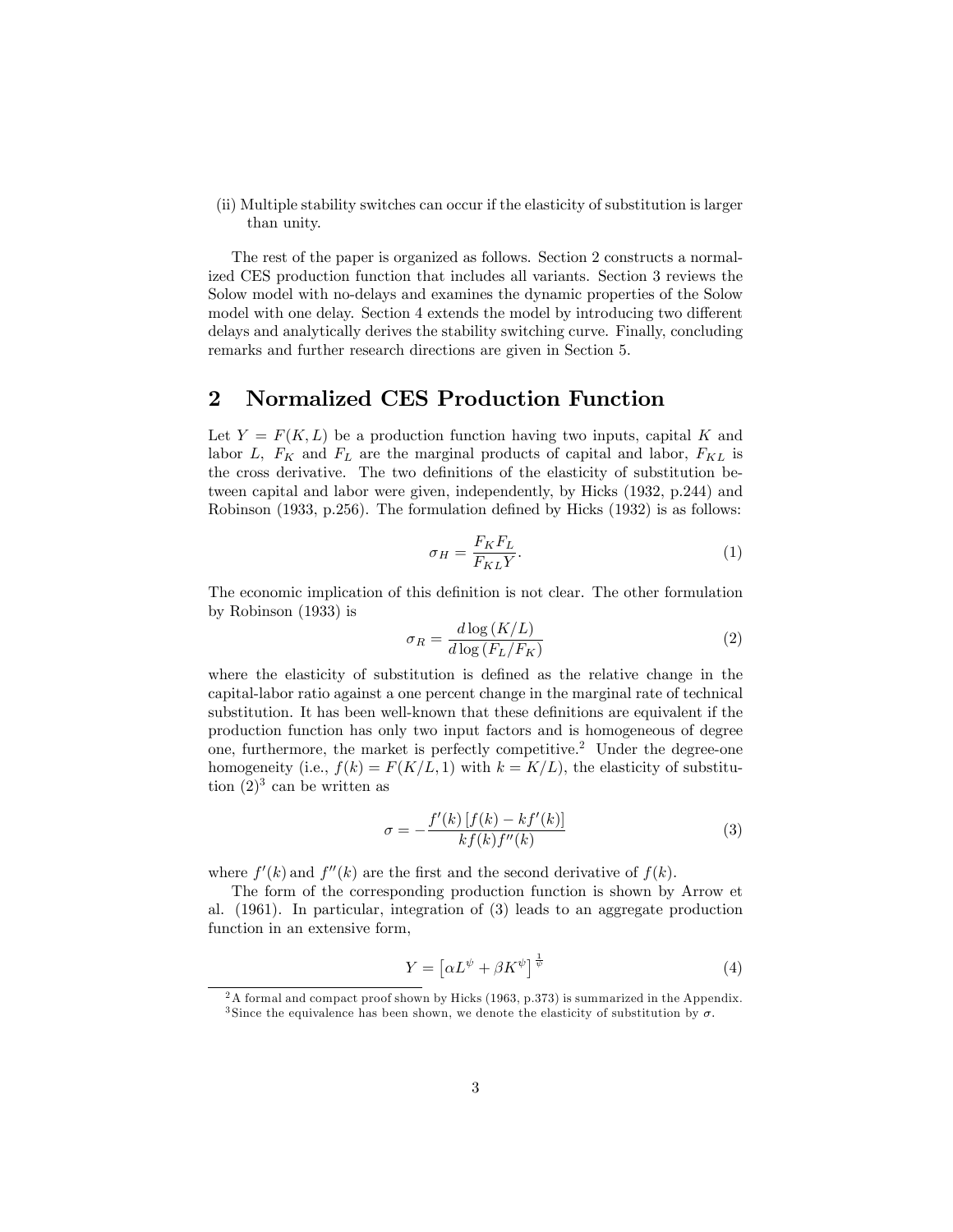(ii) Multiple stability switches can occur if the elasticity of substitution is larger than unity.

The rest of the paper is organized as follows. Section 2 constructs a normalized CES production function that includes all variants. Section 3 reviews the Solow model with no-delays and examines the dynamic properties of the Solow model with one delay. Section 4 extends the model by introducing two different delays and analytically derives the stability switching curve. Finally, concluding remarks and further research directions are given in Section 5.

## 2 Normalized CES Production Function

Let $Y = F(K, L)$ be a production function having two inputs, capital $K$ and labor $L$, $F_K$ and $F_L$ are the marginal products of capital and labor, $F_{KL}$ is the cross derivative. The two definitions of the elasticity of substitution between capital and labor were given, independently, by Hicks (1932, p.244) and Robinson (1933, p.256). The formulation defined by Hicks (1932) is as follows:

$$\sigma_H = \frac{F_K F_L}{F_{KL} Y}. \tag{1}$$

The economic implication of this definition is not clear. The other formulation by Robinson (1933) is

$$\sigma_R = \frac{d \log (K/L)}{d \log (F_L/F_K)} \tag{2}$$

where the elasticity of substitution is defined as the relative change in the capital-labor ratio against a one percent change in the marginal rate of technical substitution. It has been well-known that these definitions are equivalent if the production function has only two input factors and is homogeneous of degree one, furthermore, the market is perfectly competitive.[2] Under the degree-one homogeneity (i.e., $f(k) = F(K/L, 1)$ with $k = K/L$), the elasticity of substitution (2)[3] can be written as

$$\sigma = -\frac{f'(k) \left[ f(k) - k f'(k) \right]}{k f(k) f''(k)} \tag{3}$$

where $f'(k)$ and $f''(k)$ are the first and the second derivative of $f(k)$.

The form of the corresponding production function is shown by Arrow et al. (1961). In particular, integration of (3) leads to an aggregate production function in an extensive form,

$$Y = \left[ \alpha L^{\psi} + \beta K^{\psi} \right]^{\frac{1}{\psi}} \tag{4}$$

[2] A formal and compact proof shown by Hicks (1963, p.373) is summarized in the Appendix.

[3] Since the equivalence has been shown, we denote the elasticity of substitution by $\sigma$.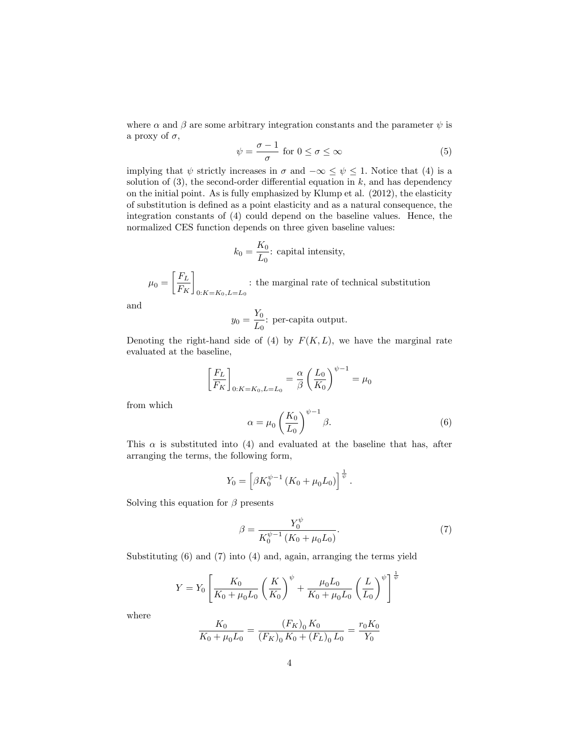where $\alpha$ and $\beta$ are some arbitrary integration constants and the parameter $\psi$ is a proxy of $\sigma$,

$$\psi = \frac{\sigma - 1}{\sigma} \text{ for } 0 \leq \sigma \leq \infty \tag{5}$$

implying that $\psi$ strictly increases in $\sigma$ and $-\infty \leq \psi \leq 1$. Notice that (4) is a solution of (3), the second-order differential equation in $k$, and has dependency on the initial point. As is fully emphasized by Klump et al. (2012), the elasticity of substitution is defined as a point elasticity and as a natural consequence, the integration constants of (4) could depend on the baseline values. Hence, the normalized CES function depends on three given baseline values:

$$k_0 = \frac{K_0}{L_0}\text{: capital intensity,}$$

$$\mu_0 = \left[\frac{F_L}{F_K}\right]_{0:K=K_0, L=L_0} \text{: the marginal rate of technical substitution}$$

and

$$y_0 = \frac{Y_0}{L_0}\text{: per-capita output.}$$

Denoting the right-hand side of (4) by $F(K, L)$, we have the marginal rate evaluated at the baseline,

$$\left[\frac{F_L}{F_K}\right]_{0:K=K_0, L=L_0} = \frac{\alpha}{\beta}\left(\frac{L_0}{K_0}\right)^{\psi - 1} = \mu_0$$

from which

$$\alpha = \mu_0 \left(\frac{K_0}{L_0}\right)^{\psi - 1} \beta. \tag{6}$$

This $\alpha$ is substituted into (4) and evaluated at the baseline that has, after arranging the terms, the following form,

$$Y_0 = \left[\beta K_0^{\psi - 1}\left(K_0 + \mu_0 L_0\right)\right]^{\frac{1}{\psi}}.$$

Solving this equation for $\beta$ presents

$$\beta = \frac{Y_0^{\psi}}{K_0^{\psi - 1}\left(K_0 + \mu_0 L_0\right)}. \tag{7}$$

Substituting (6) and (7) into (4) and, again, arranging the terms yield

$$Y = Y_0 \left[\frac{K_0}{K_0 + \mu_0 L_0}\left(\frac{K}{K_0}\right)^{\psi} + \frac{\mu_0 L_0}{K_0 + \mu_0 L_0}\left(\frac{L}{L_0}\right)^{\psi}\right]^{\frac{1}{\psi}}$$

where

$$\frac{K_0}{K_0 + \mu_0 L_0} = \frac{\left(F_K\right)_0 K_0}{\left(F_K\right)_0 K_0 + \left(F_L\right)_0 L_0} = \frac{r_0 K_0}{Y_0}$$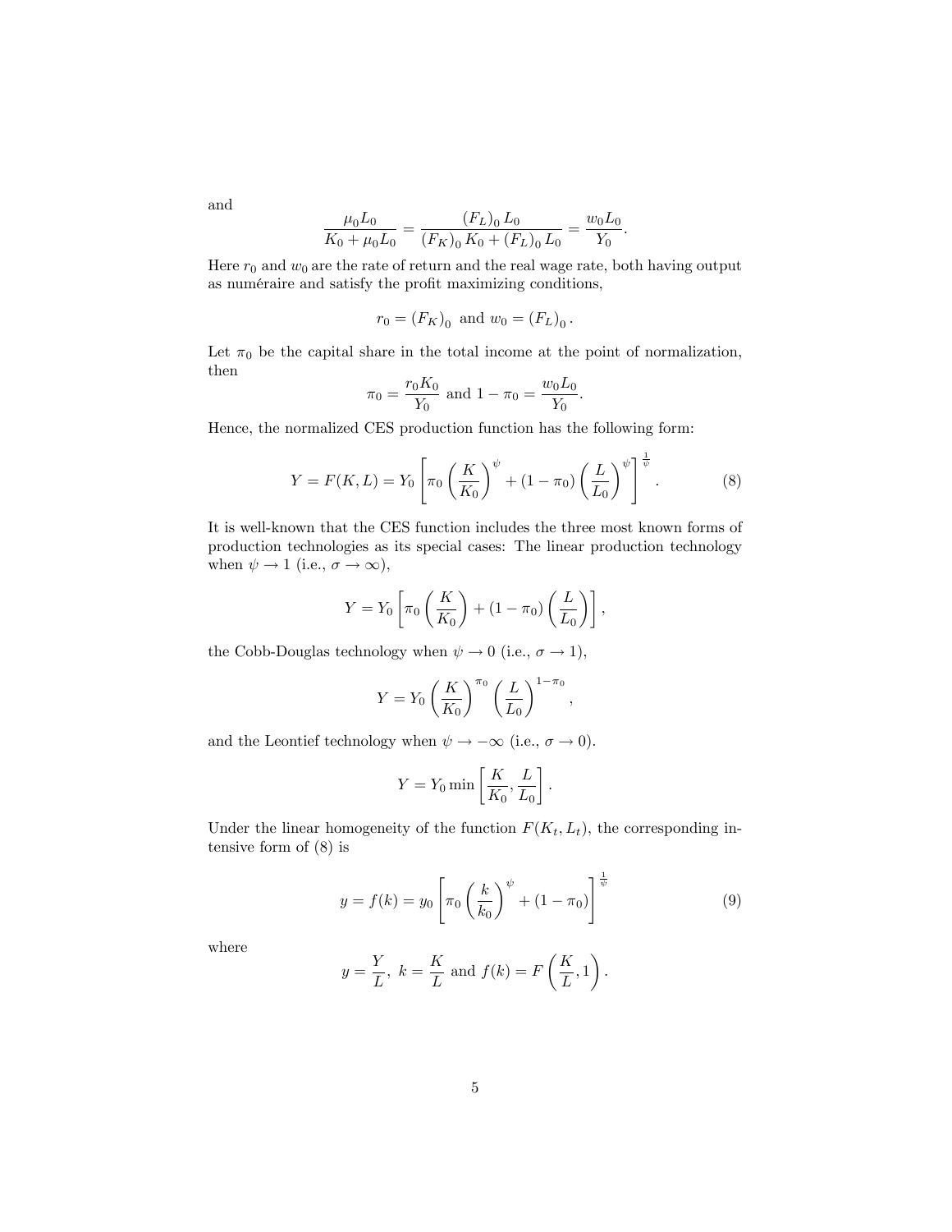and

$$\frac{\mu_0 L_0}{K_0 + \mu_0 L_0} = \frac{(F_L)_0 L_0}{(F_K)_0 K_0 + (F_L)_0 L_0} = \frac{w_0 L_0}{Y_0}.$$

Here $r_0$ and $w_0$ are the rate of return and the real wage rate, both having output as numéraire and satisfy the profit maximizing conditions,

$$r_0 = (F_K)_0 \text{ and } w_0 = (F_L)_0 .$$

Let $\pi_0$ be the capital share in the total income at the point of normalization, then

$$\pi_0 = \frac{r_0 K_0}{Y_0} \text{ and } 1 - \pi_0 = \frac{w_0 L_0}{Y_0}.$$

Hence, the normalized CES production function has the following form:

$$Y = F(K, L) = Y_0 \left[ \pi_0 \left( \frac{K}{K_0} \right)^{\psi} + (1 - \pi_0) \left( \frac{L}{L_0} \right)^{\psi} \right]^{\frac{1}{\psi}}. \tag{8}$$

It is well-known that the CES function includes the three most known forms of production technologies as its special cases: The linear production technology when $\psi \to 1$ (i.e., $\sigma \to \infty$),

$$Y = Y_0 \left[ \pi_0 \left( \frac{K}{K_0} \right) + (1 - \pi_0) \left( \frac{L}{L_0} \right) \right],$$

the Cobb-Douglas technology when $\psi \to 0$ (i.e., $\sigma \to 1$),

$$Y = Y_0 \left( \frac{K}{K_0} \right)^{\pi_0} \left( \frac{L}{L_0} \right)^{1-\pi_0},$$

and the Leontief technology when $\psi \to -\infty$ (i.e., $\sigma \to 0$).

$$Y = Y_0 \min \left[ \frac{K}{K_0}, \frac{L}{L_0} \right].$$

Under the linear homogeneity of the function $F(K_t, L_t)$, the corresponding intensive form of (8) is

$$y = f(k) = y_0 \left[ \pi_0 \left( \frac{k}{k_0} \right)^{\psi} + (1 - \pi_0) \right]^{\frac{1}{\psi}} \tag{9}$$

where

$$y = \frac{Y}{L},\ k = \frac{K}{L} \text{ and } f(k) = F\left( \frac{K}{L}, 1 \right).$$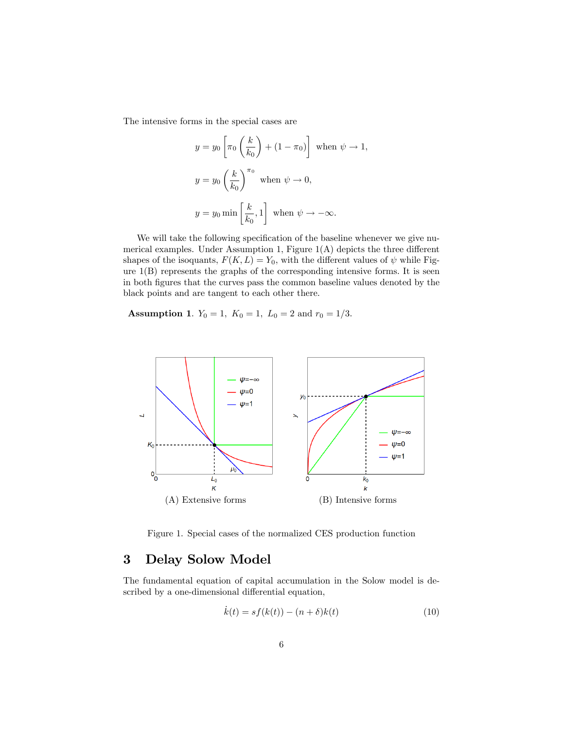The intensive forms in the special cases are

$$y = y_0 \left[ \pi_0 \left( \frac{k}{k_0} \right) + (1 - \pi_0) \right] \text{ when } \psi \to 1,$$

$$y = y_0 \left( \frac{k}{k_0} \right)^{\pi_0} \text{ when } \psi \to 0,$$

$$y = y_0 \min \left[ \frac{k}{k_0}, 1 \right] \text{ when } \psi \to -\infty.$$

We will take the following specification of the baseline whenever we give numerical examples. Under Assumption 1, Figure 1(A) depicts the three different shapes of the isoquants, $F(K, L) = Y_0$, with the different values of $\psi$ while Figure 1(B) represents the graphs of the corresponding intensive forms. It is seen in both figures that the curves pass the common baseline values denoted by the black points and are tangent to each other there.

**Assumption 1**. $Y_0 = 1,\ K_0 = 1,\ L_0 = 2$ and $r_0 = 1/3$.

(A) Extensive forms

(B) Intensive forms

Figure 1. Special cases of the normalized CES production function

## 3 Delay Solow Model

The fundamental equation of capital accumulation in the Solow model is described by a one-dimensional differential equation,

$$\dot{k}(t) = sf(k(t)) - (n + \delta)k(t) \tag{10}$$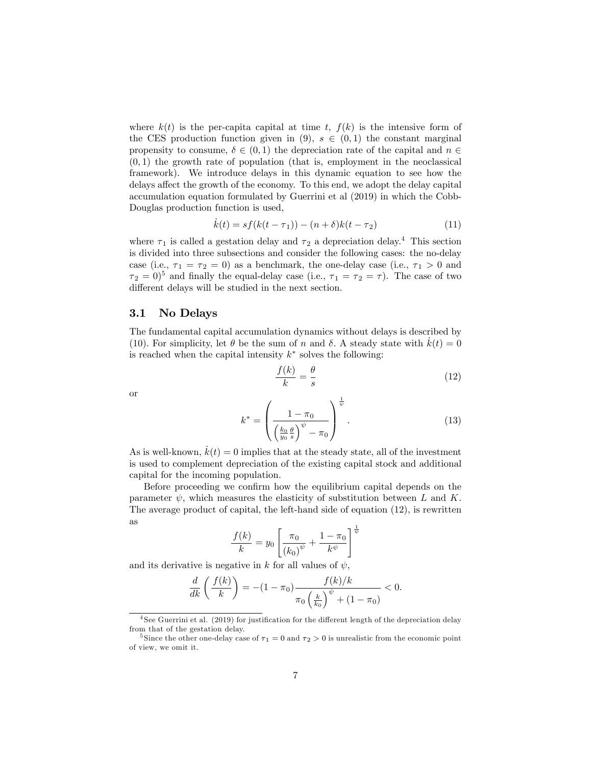where $k(t)$ is the per-capita capital at time $t$, $f(k)$ is the intensive form of the CES production function given in (9), $s \in (0,1)$ the constant marginal propensity to consume, $\delta \in (0,1)$ the depreciation rate of the capital and $n \in (0,1)$ the growth rate of population (that is, employment in the neoclassical framework). We introduce delays in this dynamic equation to see how the delays affect the growth of the economy. To this end, we adopt the delay capital accumulation equation formulated by Guerrini et al (2019) in which the Cobb-Douglas production function is used,

$$\dot{k}(t) = sf(k(t-\tau_1)) - (n+\delta)k(t-\tau_2) \tag{11}$$

where $\tau_1$ is called a gestation delay and $\tau_2$ a depreciation delay.[4] This section is divided into three subsections and consider the following cases: the no-delay case (i.e., $\tau_1 = \tau_2 = 0$) as a benchmark, the one-delay case (i.e., $\tau_1 > 0$ and $\tau_2 = 0$)[5] and finally the equal-delay case (i.e., $\tau_1 = \tau_2 = \tau$). The case of two different delays will be studied in the next section.

### 3.1 No Delays

The fundamental capital accumulation dynamics without delays is described by (10). For simplicity, let $\theta$ be the sum of $n$ and $\delta$. A steady state with $\dot{k}(t) = 0$ is reached when the capital intensity $k^*$ solves the following:

$$\frac{f(k)}{k} = \frac{\theta}{s} \tag{12}$$

or

$$k^* = \left( \frac{1-\pi_0}{\left(\frac{k_0}{y_0}\frac{\theta}{s}\right)^{\psi} - \pi_0} \right)^{\frac{1}{\psi}}. \tag{13}$$

As is well-known, $\dot{k}(t) = 0$ implies that at the steady state, all of the investment is used to complement depreciation of the existing capital stock and additional capital for the incoming population.

Before proceeding we confirm how the equilibrium capital depends on the parameter $\psi$, which measures the elasticity of substitution between $L$ and $K$. The average product of capital, the left-hand side of equation (12), is rewritten as

$$\frac{f(k)}{k} = y_0 \left[ \frac{\pi_0}{(k_0)^{\psi}} + \frac{1-\pi_0}{k^{\psi}} \right]^{\frac{1}{\psi}}$$

and its derivative is negative in $k$ for all values of $\psi$,

$$\frac{d}{dk}\left(\frac{f(k)}{k}\right) = -(1-\pi_0)\frac{f(k)/k}{\pi_0\left(\frac{k}{k_0}\right)^{\psi} + (1-\pi_0)} < 0.$$

[4] See Guerrini et al. (2019) for justification for the different length of the depreciation delay from that of the gestation delay.

[5] Since the other one-delay case of $\tau_1 = 0$ and $\tau_2 > 0$ is unrealistic from the economic point of view, we omit it.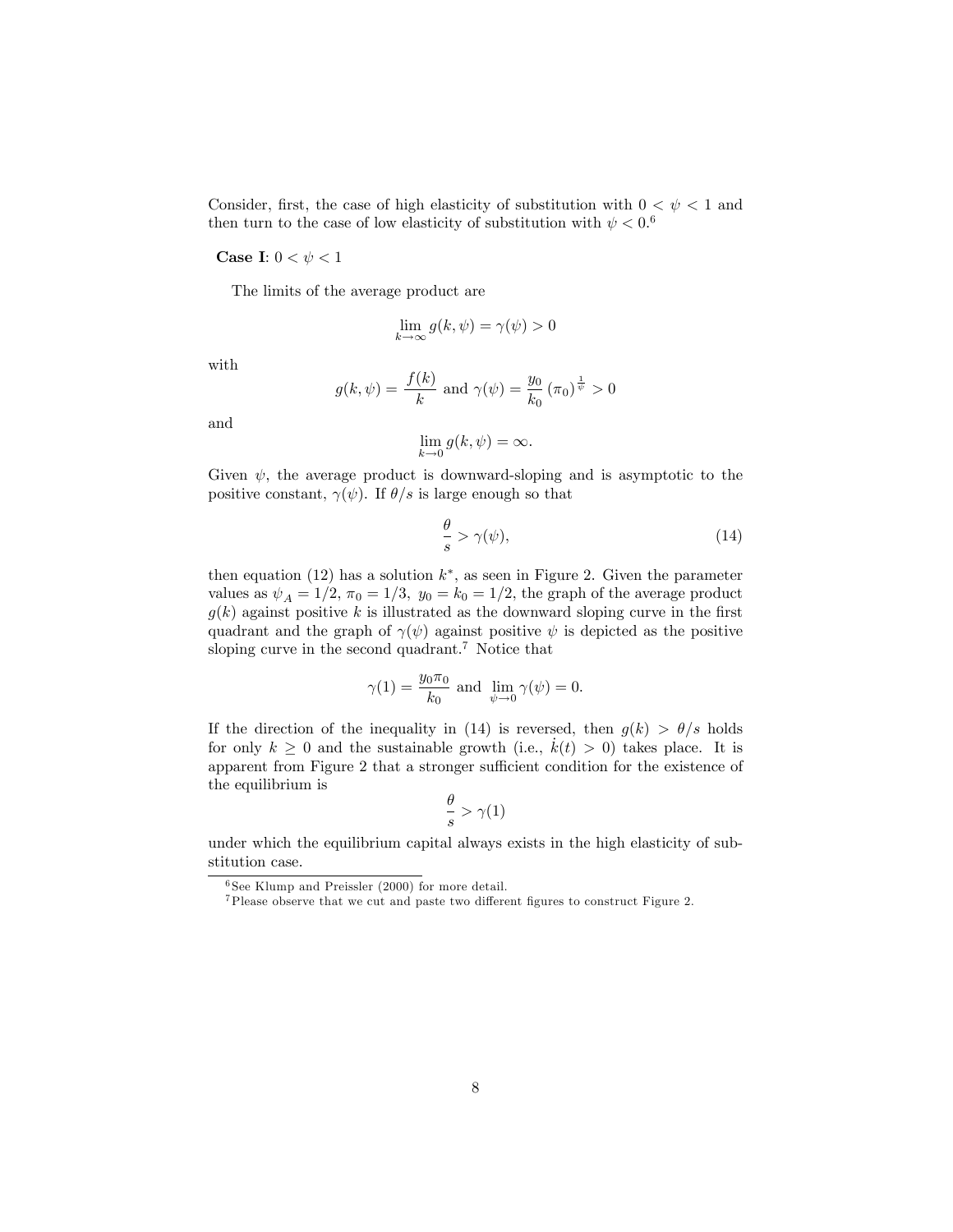Consider, first, the case of high elasticity of substitution with $0 < \psi < 1$ and then turn to the case of low elasticity of substitution with $\psi < 0$.[6]

**Case I**: $0 < \psi < 1$

The limits of the average product are

$$\lim_{k \to \infty} g(k, \psi) = \gamma(\psi) > 0$$

with

$$g(k, \psi) = \frac{f(k)}{k} \text{ and } \gamma(\psi) = \frac{y_0}{k_0} (\pi_0)^{\frac{1}{\psi}} > 0$$

and

$$\lim_{k \to 0} g(k, \psi) = \infty.$$

Given $\psi$, the average product is downward-sloping and is asymptotic to the positive constant, $\gamma(\psi)$. If $\theta/s$ is large enough so that

$$\frac{\theta}{s} > \gamma(\psi), \tag{14}$$

then equation (12) has a solution $k^*$, as seen in Figure 2. Given the parameter values as $\psi_A = 1/2$, $\pi_0 = 1/3$, $y_0 = k_0 = 1/2$, the graph of the average product $g(k)$ against positive $k$ is illustrated as the downward sloping curve in the first quadrant and the graph of $\gamma(\psi)$ against positive $\psi$ is depicted as the positive sloping curve in the second quadrant.[7] Notice that

$$\gamma(1) = \frac{y_0 \pi_0}{k_0} \text{ and } \lim_{\psi \to 0} \gamma(\psi) = 0.$$

If the direction of the inequality in (14) is reversed, then $g(k) > \theta/s$ holds for only $k \geq 0$ and the sustainable growth (i.e., $\dot{k}(t) > 0$) takes place. It is apparent from Figure 2 that a stronger sufficient condition for the existence of the equilibrium is

$$\frac{\theta}{s} > \gamma(1)$$

under which the equilibrium capital always exists in the high elasticity of substitution case.

[6] See Klump and Preissler (2000) for more detail.

[7] Please observe that we cut and paste two different figures to construct Figure 2.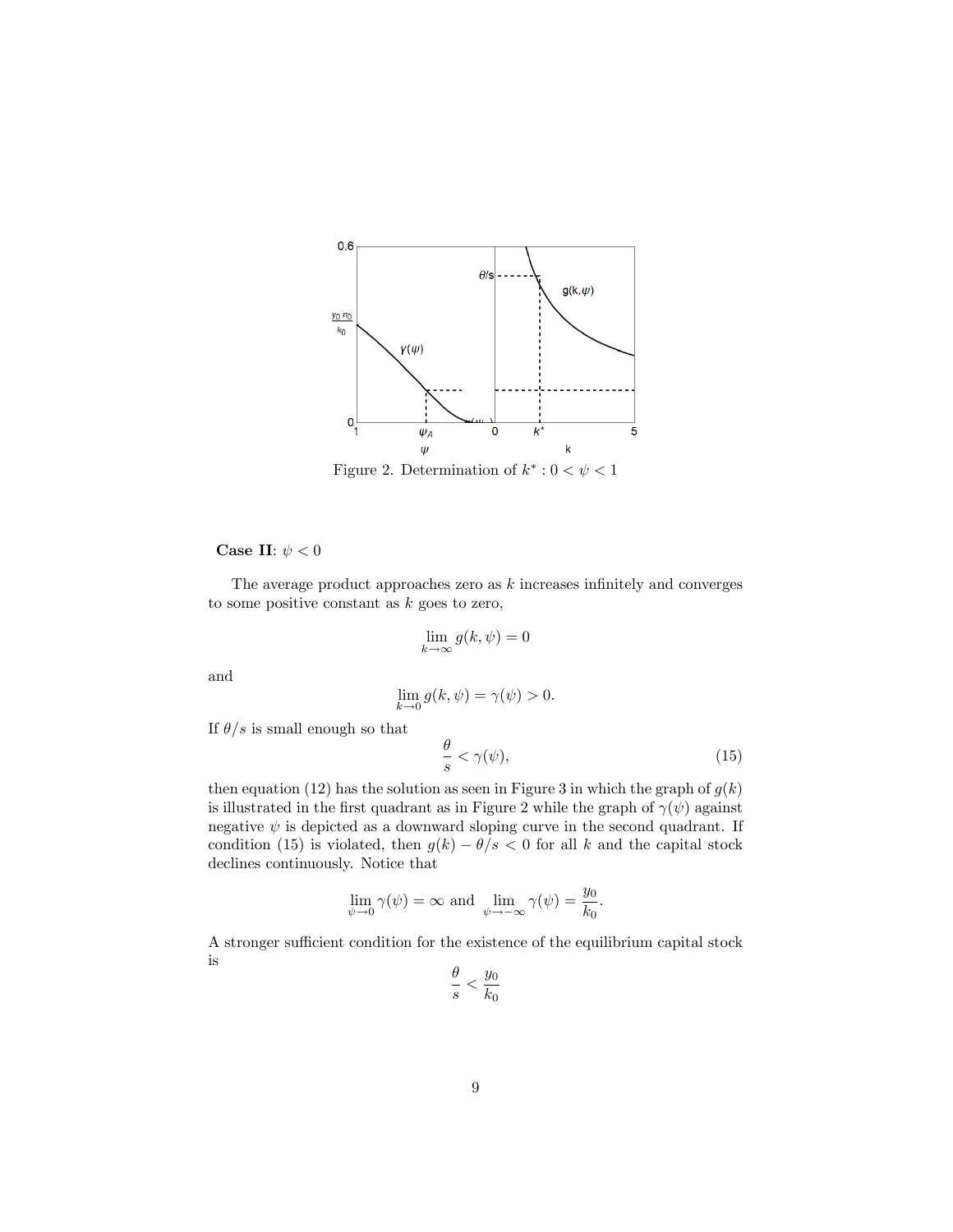Figure 2. Determination of $k^* : 0 < \psi < 1$

**Case II**: $\psi < 0$

The average product approaches zero as $k$ increases infinitely and converges to some positive constant as $k$ goes to zero,

$$\lim_{k \to \infty} g(k, \psi) = 0$$

and

$$\lim_{k \to 0} g(k, \psi) = \gamma(\psi) > 0.$$

If $\theta/s$ is small enough so that

$$\frac{\theta}{s} < \gamma(\psi), \tag{15}$$

then equation (12) has the solution as seen in Figure 3 in which the graph of $g(k)$ is illustrated in the first quadrant as in Figure 2 while the graph of $\gamma(\psi)$ against negative $\psi$ is depicted as a downward sloping curve in the second quadrant. If condition (15) is violated, then $g(k) - \theta/s < 0$ for all $k$ and the capital stock declines continuously. Notice that

$$\lim_{\psi \to 0} \gamma(\psi) = \infty \text{ and } \lim_{\psi \to -\infty} \gamma(\psi) = \frac{y_0}{k_0}.$$

A stronger sufficient condition for the existence of the equilibrium capital stock is

$$\frac{\theta}{s} < \frac{y_0}{k_0}$$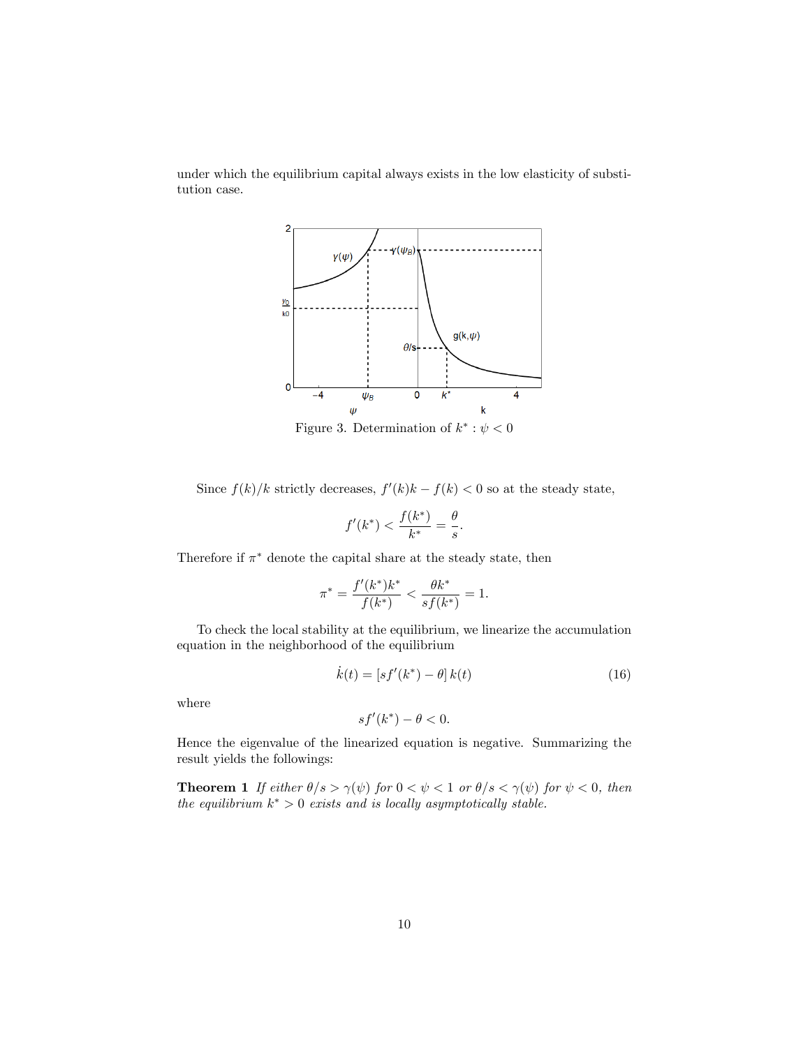under which the equilibrium capital always exists in the low elasticity of substitution case.

Figure 3. Determination of $k^* : \psi < 0$

Since $f(k)/k$ strictly decreases, $f'(k)k - f(k) < 0$ so at the steady state,

$$f'(k^*) < \frac{f(k^*)}{k^*} = \frac{\theta}{s}.$$

Therefore if $\pi^*$ denote the capital share at the steady state, then

$$\pi^* = \frac{f'(k^*)k^*}{f(k^*)} < \frac{\theta k^*}{sf(k^*)} = 1.$$

To check the local stability at the equilibrium, we linearize the accumulation equation in the neighborhood of the equilibrium

$$\dot{k}(t) = [sf'(k^*) - \theta]\, k(t) \tag{16}$$

where

$$sf'(k^*) - \theta < 0.$$

Hence the eigenvalue of the linearized equation is negative. Summarizing the result yields the followings:

**Theorem 1** *If either $\theta/s > \gamma(\psi)$ for $0 < \psi < 1$ or $\theta/s < \gamma(\psi)$ for $\psi < 0$, then the equilibrium $k^* > 0$ exists and is locally asymptotically stable.*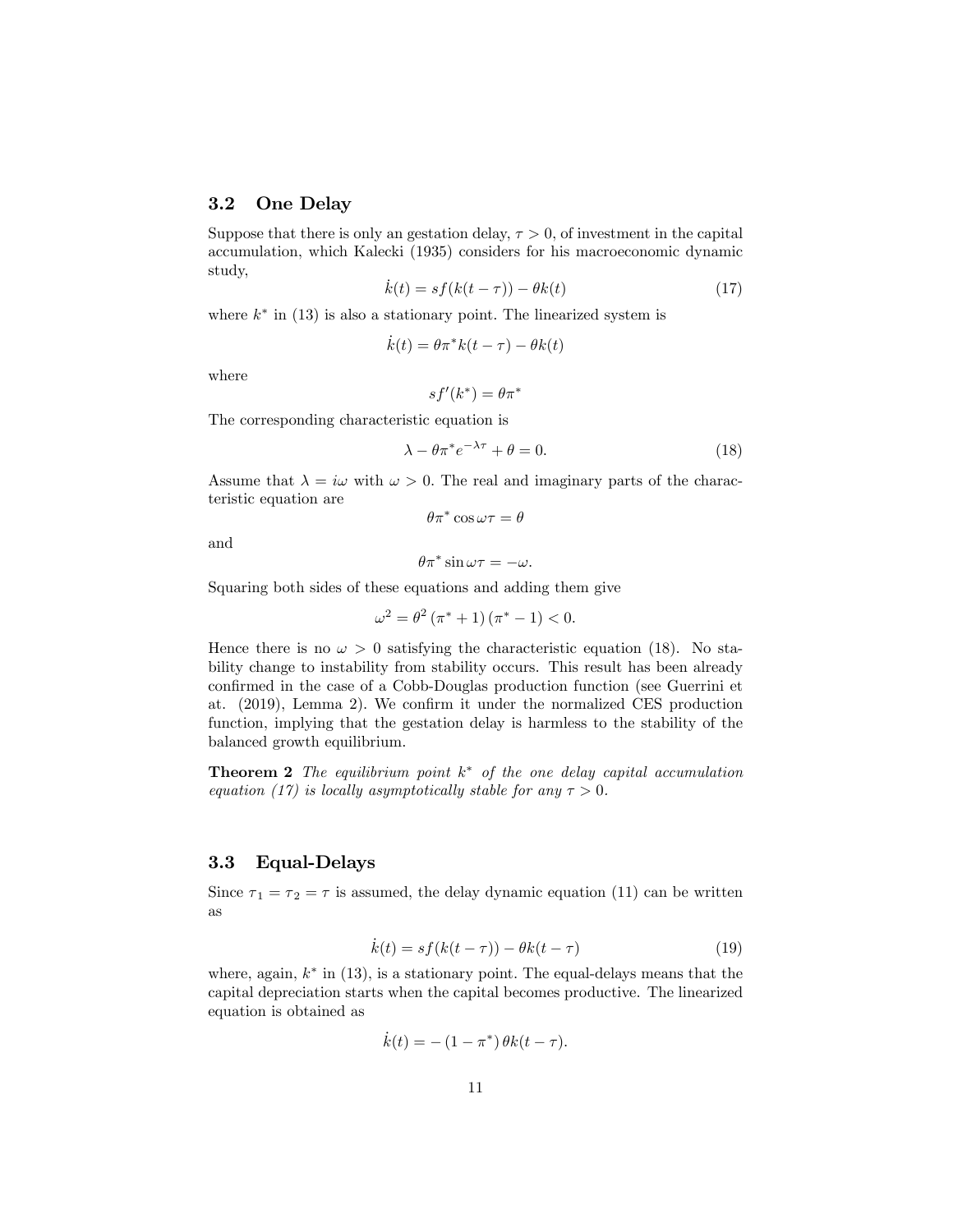### 3.2 One Delay

Suppose that there is only an gestation delay, $\tau > 0$, of investment in the capital accumulation, which Kalecki (1935) considers for his macroeconomic dynamic study,

$$\dot{k}(t) = sf(k(t-\tau)) - \theta k(t) \tag{17}$$

where $k^*$ in (13) is also a stationary point. The linearized system is

$$\dot{k}(t) = \theta\pi^* k(t-\tau) - \theta k(t)$$

where

$$sf'(k^*) = \theta\pi^*$$

The corresponding characteristic equation is

$$\lambda - \theta\pi^* e^{-\lambda\tau} + \theta = 0. \tag{18}$$

Assume that $\lambda = i\omega$ with $\omega > 0$. The real and imaginary parts of the characteristic equation are

$$\theta\pi^* \cos\omega\tau = \theta$$

and

$$\theta\pi^* \sin\omega\tau = -\omega.$$

Squaring both sides of these equations and adding them give

$$\omega^2 = \theta^2 \left(\pi^* + 1\right)\left(\pi^* - 1\right) < 0.$$

Hence there is no $\omega > 0$ satisfying the characteristic equation (18). No stability change to instability from stability occurs. This result has been already confirmed in the case of a Cobb-Douglas production function (see Guerrini et at. (2019), Lemma 2). We confirm it under the normalized CES production function, implying that the gestation delay is harmless to the stability of the balanced growth equilibrium.

**Theorem 2** *The equilibrium point $k^*$ of the one delay capital accumulation equation (17) is locally asymptotically stable for any $\tau > 0$.*

### 3.3 Equal-Delays

Since $\tau_1 = \tau_2 = \tau$ is assumed, the delay dynamic equation (11) can be written as

$$\dot{k}(t) = sf(k(t-\tau)) - \theta k(t-\tau) \tag{19}$$

where, again, $k^*$ in (13), is a stationary point. The equal-delays means that the capital depreciation starts when the capital becomes productive. The linearized equation is obtained as

$$\dot{k}(t) = -\left(1 - \pi^*\right)\theta k(t-\tau).$$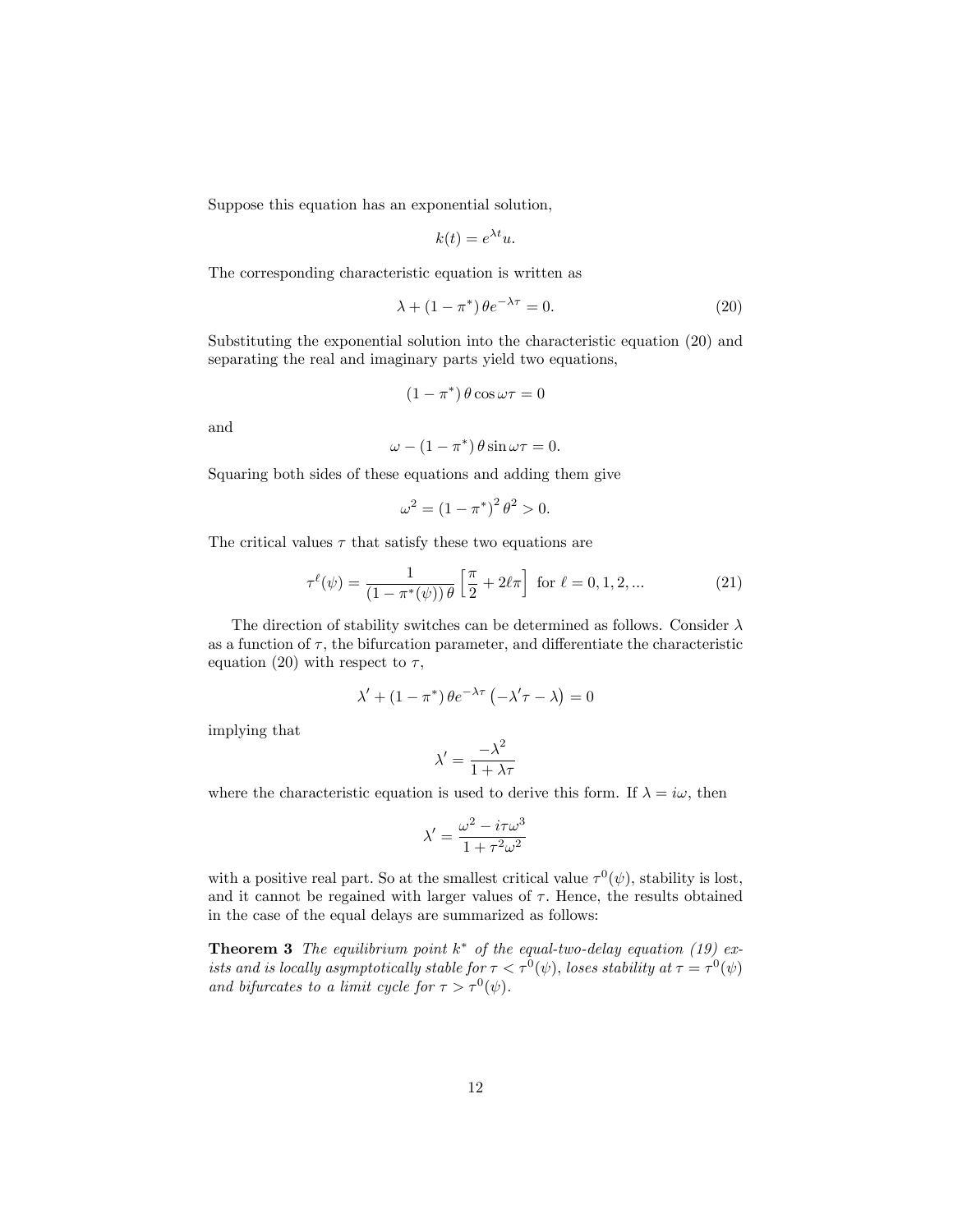Suppose this equation has an exponential solution,

$$k(t) = e^{\lambda t} u.$$

The corresponding characteristic equation is written as

$$\lambda + (1 - \pi^*) \theta e^{-\lambda \tau} = 0. \tag{20}$$

Substituting the exponential solution into the characteristic equation (20) and separating the real and imaginary parts yield two equations,

$$(1 - \pi^*) \theta \cos \omega \tau = 0$$

and

$$\omega - (1 - \pi^*) \theta \sin \omega \tau = 0.$$

Squaring both sides of these equations and adding them give

$$\omega^2 = (1 - \pi^*)^2 \theta^2 > 0.$$

The critical values $\tau$ that satisfy these two equations are

$$\tau^{\ell}(\psi) = \frac{1}{(1 - \pi^*(\psi)) \theta} \left[ \frac{\pi}{2} + 2\ell\pi \right] \text{ for } \ell = 0, 1, 2, ... \tag{21}$$

The direction of stability switches can be determined as follows. Consider $\lambda$ as a function of $\tau$, the bifurcation parameter, and differentiate the characteristic equation (20) with respect to $\tau$,

$$\lambda' + (1 - \pi^*) \theta e^{-\lambda \tau} \left( -\lambda' \tau - \lambda \right) = 0$$

implying that

$$\lambda' = \frac{-\lambda^2}{1 + \lambda \tau}$$

where the characteristic equation is used to derive this form. If $\lambda = i\omega$, then

$$\lambda' = \frac{\omega^2 - i\tau\omega^3}{1 + \tau^2 \omega^2}$$

with a positive real part. So at the smallest critical value $\tau^0(\psi)$, stability is lost, and it cannot be regained with larger values of $\tau$. Hence, the results obtained in the case of the equal delays are summarized as follows:

**Theorem 3** *The equilibrium point $k^*$ of the equal-two-delay equation (19) exists and is locally asymptotically stable for $\tau < \tau^0(\psi)$, loses stability at $\tau = \tau^0(\psi)$ and bifurcates to a limit cycle for $\tau > \tau^0(\psi)$.*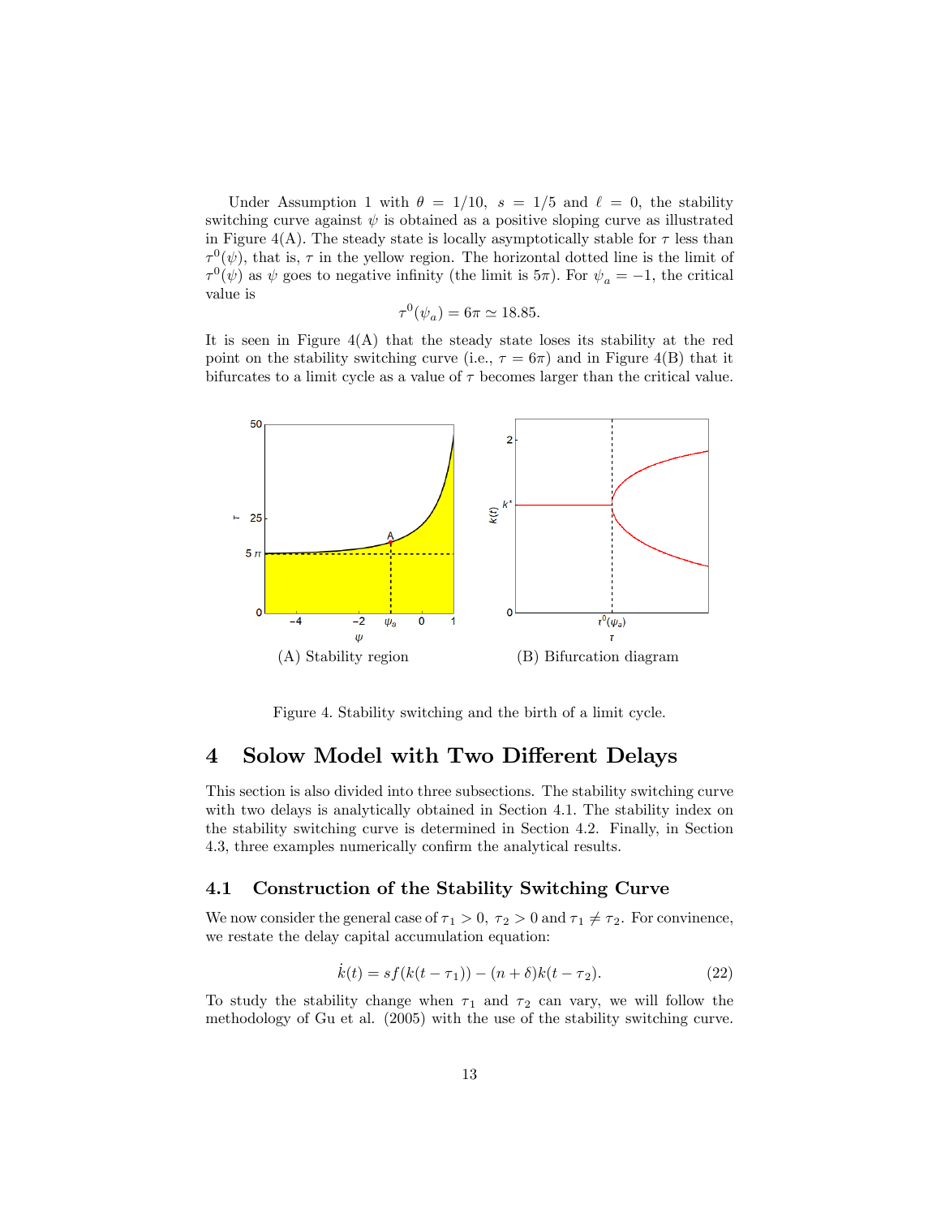Under Assumption 1 with $\theta = 1/10$, $s = 1/5$ and $\ell = 0$, the stability switching curve against $\psi$ is obtained as a positive sloping curve as illustrated in Figure 4(A). The steady state is locally asymptotically stable for $\tau$ less than $\tau^0(\psi)$, that is, $\tau$ in the yellow region. The horizontal dotted line is the limit of $\tau^0(\psi)$ as $\psi$ goes to negative infinity (the limit is $5\pi$). For $\psi_a = -1$, the critical value is

$$\tau^0(\psi_a) = 6\pi \simeq 18.85.$$

It is seen in Figure 4(A) that the steady state loses its stability at the red point on the stability switching curve (i.e., $\tau = 6\pi$) and in Figure 4(B) that it bifurcates to a limit cycle as a value of $\tau$ becomes larger than the critical value.

(A) Stability region

(B) Bifurcation diagram

Figure 4. Stability switching and the birth of a limit cycle.

# 4 Solow Model with Two Different Delays

This section is also divided into three subsections. The stability switching curve with two delays is analytically obtained in Section 4.1. The stability index on the stability switching curve is determined in Section 4.2. Finally, in Section 4.3, three examples numerically confirm the analytical results.

## 4.1 Construction of the Stability Switching Curve

We now consider the general case of $\tau_1 > 0$, $\tau_2 > 0$ and $\tau_1 \neq \tau_2$. For convinence, we restate the delay capital accumulation equation:

$$\dot{k}(t) = sf(k(t - \tau_1)) - (n + \delta)k(t - \tau_2). \tag{22}$$

To study the stability change when $\tau_1$ and $\tau_2$ can vary, we will follow the methodology of Gu et al. (2005) with the use of the stability switching curve.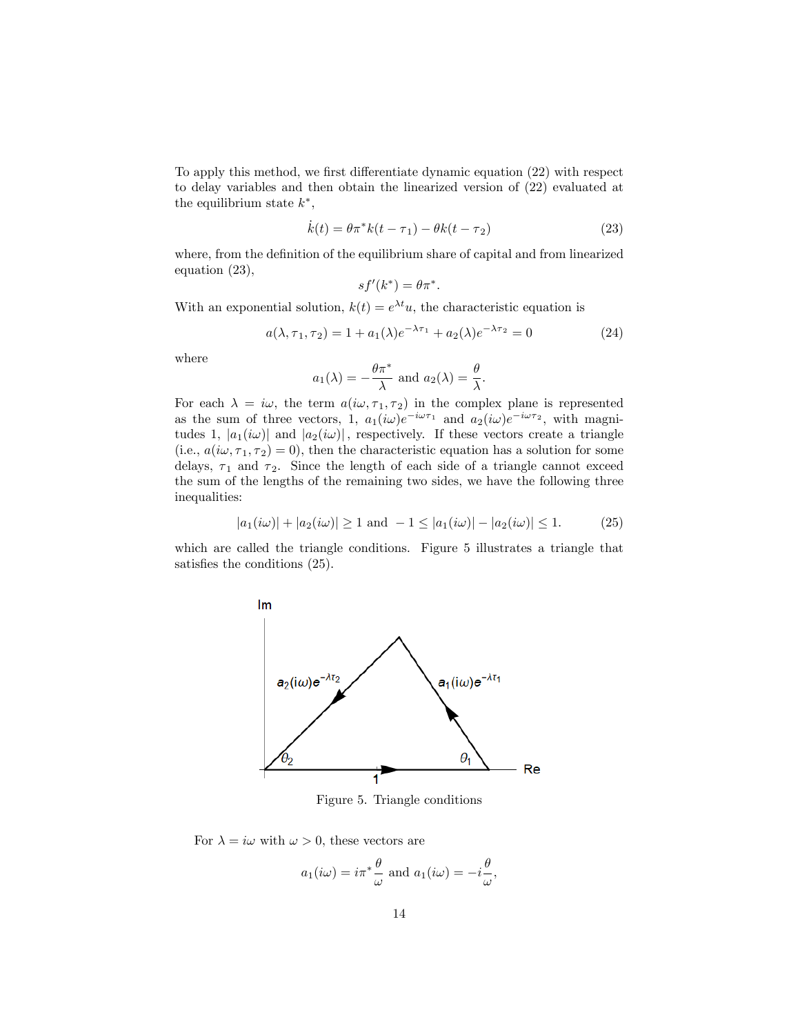To apply this method, we first differentiate dynamic equation (22) with respect to delay variables and then obtain the linearized version of (22) evaluated at the equilibrium state $k^*$,

$$\dot{k}(t) = \theta\pi^* k(t - \tau_1) - \theta k(t - \tau_2) \tag{23}$$

where, from the definition of the equilibrium share of capital and from linearized equation (23),

$$sf'(k^*) = \theta\pi^*.$$

With an exponential solution, $k(t) = e^{\lambda t}u$, the characteristic equation is

$$a(\lambda, \tau_1, \tau_2) = 1 + a_1(\lambda)e^{-\lambda\tau_1} + a_2(\lambda)e^{-\lambda\tau_2} = 0 \tag{24}$$

where

$$a_1(\lambda) = -\frac{\theta\pi^*}{\lambda} \text{ and } a_2(\lambda) = \frac{\theta}{\lambda}.$$

For each $\lambda = i\omega$, the term $a(i\omega, \tau_1, \tau_2)$ in the complex plane is represented as the sum of three vectors, 1, $a_1(i\omega)e^{-i\omega\tau_1}$ and $a_2(i\omega)e^{-i\omega\tau_2}$, with magnitudes 1, $|a_1(i\omega)|$ and $|a_2(i\omega)|$, respectively. If these vectors create a triangle (i.e., $a(i\omega, \tau_1, \tau_2) = 0$), then the characteristic equation has a solution for some delays, $\tau_1$ and $\tau_2$. Since the length of each side of a triangle cannot exceed the sum of the lengths of the remaining two sides, we have the following three inequalities:

$$|a_1(i\omega)| + |a_2(i\omega)| \geq 1 \text{ and } -1 \leq |a_1(i\omega)| - |a_2(i\omega)| \leq 1. \tag{25}$$

which are called the triangle conditions. Figure 5 illustrates a triangle that satisfies the conditions (25).

Figure 5. Triangle conditions

For $\lambda = i\omega$ with $\omega > 0$, these vectors are

$$a_1(i\omega) = i\pi^* \frac{\theta}{\omega} \text{ and } a_1(i\omega) = -i\frac{\theta}{\omega},$$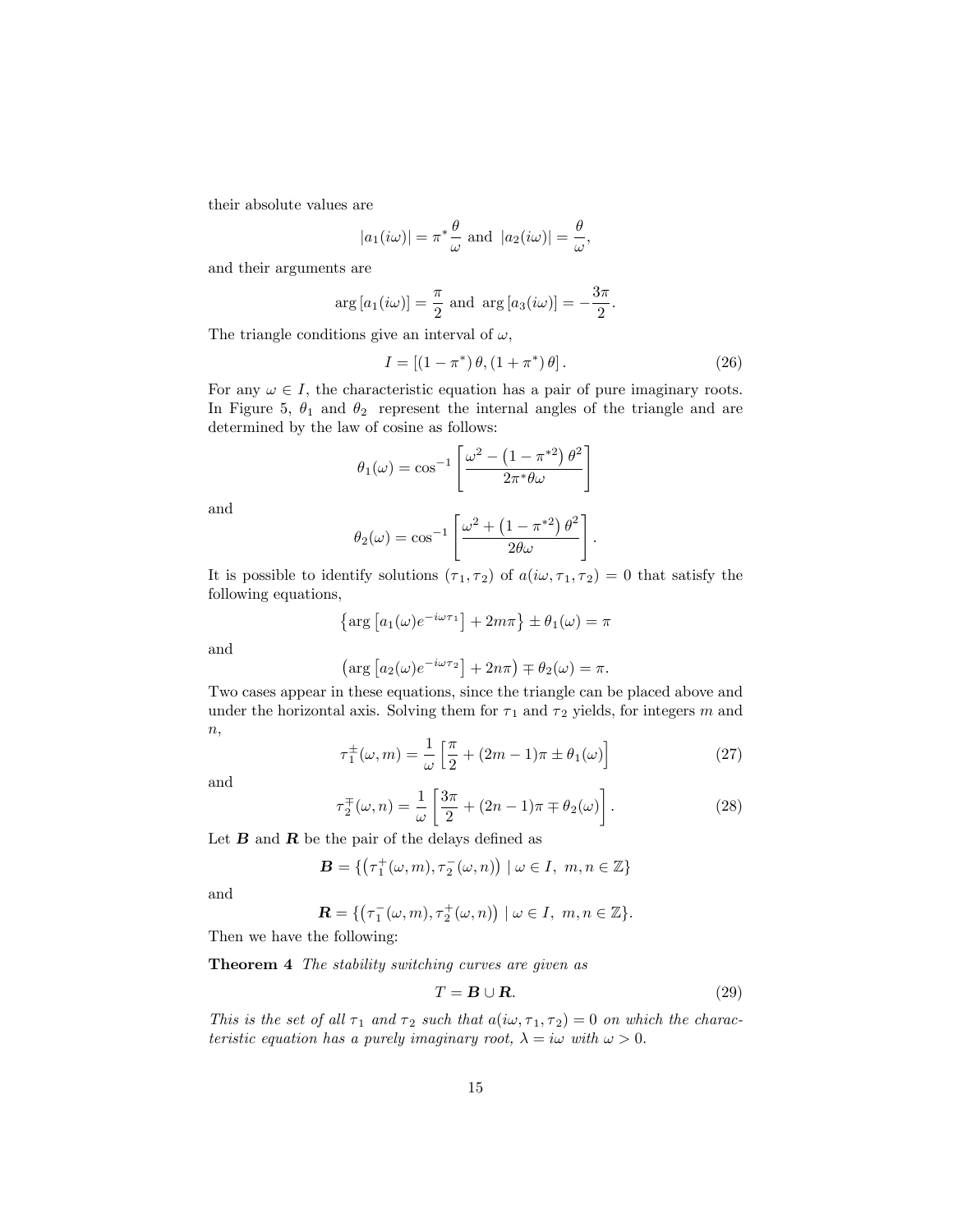their absolute values are

$$|a_1(i\omega)| = \pi^* \frac{\theta}{\omega} \text{ and } |a_2(i\omega)| = \frac{\theta}{\omega},$$

and their arguments are

$$\arg\left[a_1(i\omega)\right] = \frac{\pi}{2} \text{ and } \arg\left[a_3(i\omega)\right] = -\frac{3\pi}{2}.$$

The triangle conditions give an interval of $\omega$,

$$I = \left[\left(1-\pi^*\right)\theta, \left(1+\pi^*\right)\theta\right]. \tag{26}$$

For any $\omega \in I$, the characteristic equation has a pair of pure imaginary roots. In Figure 5, $\theta_1$ and $\theta_2$ represent the internal angles of the triangle and are determined by the law of cosine as follows:

$$\theta_1(\omega) = \cos^{-1}\left[\frac{\omega^2 - \left(1-\pi^{*2}\right)\theta^2}{2\pi^*\theta\omega}\right]$$

and

$$\theta_2(\omega) = \cos^{-1}\left[\frac{\omega^2 + \left(1-\pi^{*2}\right)\theta^2}{2\theta\omega}\right].$$

It is possible to identify solutions $(\tau_1, \tau_2)$ of $a(i\omega, \tau_1, \tau_2) = 0$ that satisfy the following equations,

$$\left\{\arg\left[a_1(\omega)e^{-i\omega\tau_1}\right] + 2m\pi\right\} \pm \theta_1(\omega) = \pi$$

and

$$\left(\arg\left[a_2(\omega)e^{-i\omega\tau_2}\right] + 2n\pi\right) \mp \theta_2(\omega) = \pi.$$

Two cases appear in these equations, since the triangle can be placed above and under the horizontal axis. Solving them for $\tau_1$ and $\tau_2$ yields, for integers $m$ and $n$,

$$\tau_1^{\pm}(\omega, m) = \frac{1}{\omega}\left[\frac{\pi}{2} + (2m-1)\pi \pm \theta_1(\omega)\right] \tag{27}$$

and

$$\tau_2^{\mp}(\omega, n) = \frac{1}{\omega}\left[\frac{3\pi}{2} + (2n-1)\pi \mp \theta_2(\omega)\right]. \tag{28}$$

Let $\boldsymbol{B}$ and $\boldsymbol{R}$ be the pair of the delays defined as

$$\boldsymbol{B} = \{\left(\tau_1^{+}(\omega, m), \tau_2^{-}(\omega, n)\right) \mid \omega \in I,\ m, n \in \mathbb{Z}\}$$

and

$$\boldsymbol{R} = \{\left(\tau_1^{-}(\omega, m), \tau_2^{+}(\omega, n)\right) \mid \omega \in I,\ m, n \in \mathbb{Z}\}.$$

Then we have the following:

**Theorem 4** *The stability switching curves are given as*

$$T = \boldsymbol{B} \cup \boldsymbol{R}. \tag{29}$$

*This is the set of all $\tau_1$ and $\tau_2$ such that $a(i\omega, \tau_1, \tau_2) = 0$ on which the characteristic equation has a purely imaginary root, $\lambda = i\omega$ with $\omega > 0$.*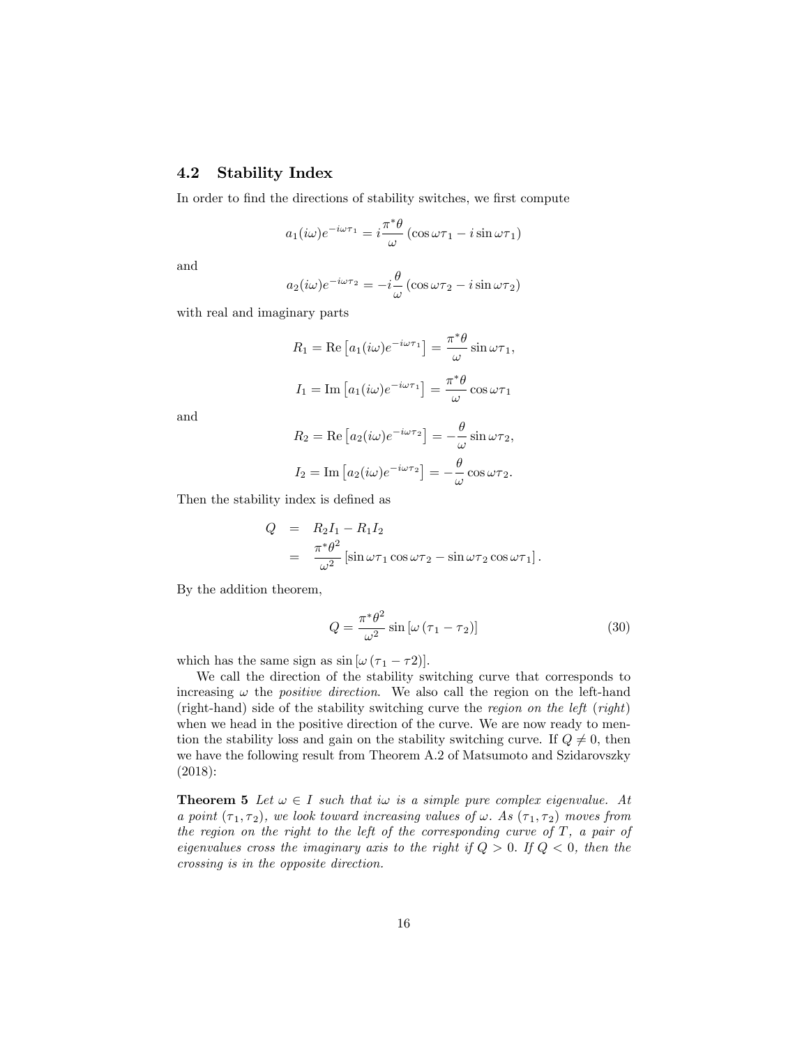### 4.2 Stability Index

In order to find the directions of stability switches, we first compute

$$a_1(i\omega)e^{-i\omega\tau_1} = i\frac{\pi^*\theta}{\omega}\left(\cos\omega\tau_1 - i\sin\omega\tau_1\right)$$

and

$$a_2(i\omega)e^{-i\omega\tau_2} = -i\frac{\theta}{\omega}\left(\cos\omega\tau_2 - i\sin\omega\tau_2\right)$$

with real and imaginary parts

$$R_1 = \mathrm{Re}\left[a_1(i\omega)e^{-i\omega\tau_1}\right] = \frac{\pi^*\theta}{\omega}\sin\omega\tau_1,$$

$$I_1 = \mathrm{Im}\left[a_1(i\omega)e^{-i\omega\tau_1}\right] = \frac{\pi^*\theta}{\omega}\cos\omega\tau_1$$

and

$$R_2 = \mathrm{Re}\left[a_2(i\omega)e^{-i\omega\tau_2}\right] = -\frac{\theta}{\omega}\sin\omega\tau_2,$$

$$I_2 = \mathrm{Im}\left[a_2(i\omega)e^{-i\omega\tau_2}\right] = -\frac{\theta}{\omega}\cos\omega\tau_2.$$

Then the stability index is defined as

$$\begin{aligned} Q &= R_2I_1 - R_1I_2 \\ &= \frac{\pi^*\theta^2}{\omega^2}\left[\sin\omega\tau_1\cos\omega\tau_2 - \sin\omega\tau_2\cos\omega\tau_1\right]. \end{aligned}$$

By the addition theorem,

$$Q = \frac{\pi^*\theta^2}{\omega^2}\sin\left[\omega\left(\tau_1 - \tau_2\right)\right] \tag{30}$$

which has the same sign as $\sin\left[\omega\left(\tau_1 - \tau 2\right)\right]$.

We call the direction of the stability switching curve that corresponds to increasing $\omega$ the *positive direction*. We also call the region on the left-hand (right-hand) side of the stability switching curve the *region on the left* (*right*) when we head in the positive direction of the curve. We are now ready to mention the stability loss and gain on the stability switching curve. If $Q \neq 0$, then we have the following result from Theorem A.2 of Matsumoto and Szidarovszky (2018):

**Theorem 5** *Let $\omega \in I$ such that $i\omega$ is a simple pure complex eigenvalue. At a point $(\tau_1, \tau_2)$, we look toward increasing values of $\omega$. As $(\tau_1, \tau_2)$ moves from the region on the right to the left of the corresponding curve of $T$, a pair of eigenvalues cross the imaginary axis to the right if $Q > 0$. If $Q < 0$, then the crossing is in the opposite direction.*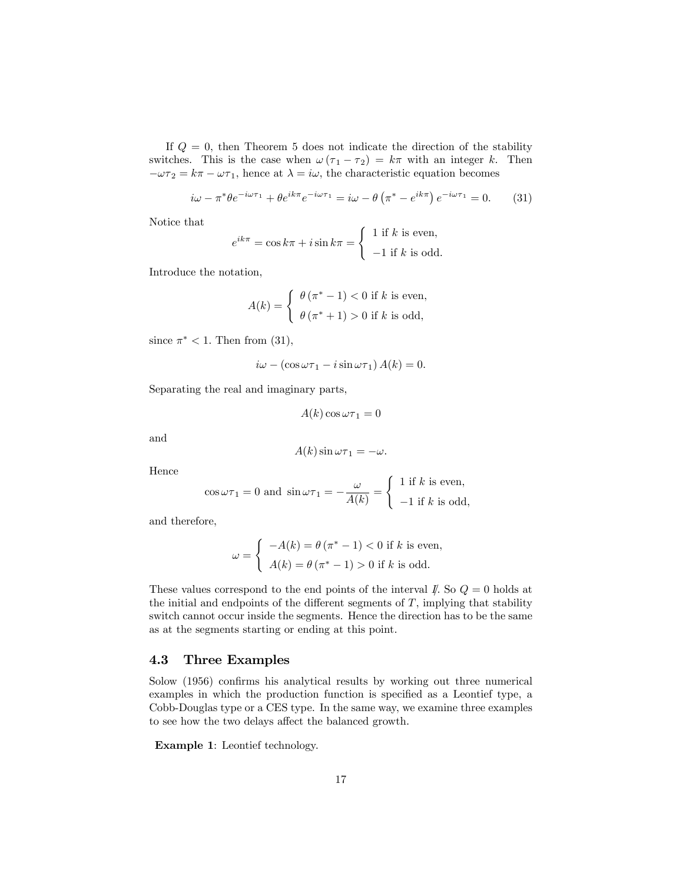If $Q = 0$, then Theorem 5 does not indicate the direction of the stability switches. This is the case when $\omega(\tau_1 - \tau_2) = k\pi$ with an integer $k$. Then $-\omega\tau_2 = k\pi - \omega\tau_1$, hence at $\lambda = i\omega$, the characteristic equation becomes

$$i\omega - \pi^*\theta e^{-i\omega\tau_1} + \theta e^{ik\pi} e^{-i\omega\tau_1} = i\omega - \theta\left(\pi^* - e^{ik\pi}\right) e^{-i\omega\tau_1} = 0. \tag{31}$$

Notice that

$$e^{ik\pi} = \cos k\pi + i \sin k\pi = \begin{cases} 1 \text{ if } k \text{ is even,} \\ -1 \text{ if } k \text{ is odd.} \end{cases}$$

Introduce the notation,

$$A(k) = \begin{cases} \theta\left(\pi^* - 1\right) < 0 \text{ if } k \text{ is even,} \\ \theta\left(\pi^* + 1\right) > 0 \text{ if } k \text{ is odd,} \end{cases}$$

since $\pi^* < 1$. Then from (31),

$$i\omega - \left(\cos\omega\tau_1 - i\sin\omega\tau_1\right) A(k) = 0.$$

Separating the real and imaginary parts,

$$A(k)\cos\omega\tau_1 = 0$$

and

$$A(k)\sin\omega\tau_1 = -\omega.$$

Hence

$$\cos\omega\tau_1 = 0 \text{ and } \sin\omega\tau_1 = -\frac{\omega}{A(k)} = \begin{cases} 1 \text{ if } k \text{ is even,} \\ -1 \text{ if } k \text{ is odd,} \end{cases}$$

and therefore,

$$\omega = \begin{cases} -A(k) = \theta\left(\pi^* - 1\right) < 0 \text{ if } k \text{ is even,} \\ A(k) = \theta\left(\pi^* - 1\right) > 0 \text{ if } k \text{ is odd.} \end{cases}$$

These values correspond to the end points of the interval $I$. So $Q = 0$ holds at the initial and endpoints of the different segments of $T$, implying that stability switch cannot occur inside the segments. Hence the direction has to be the same as at the segments starting or ending at this point.

### 4.3 Three Examples

Solow (1956) confirms his analytical results by working out three numerical examples in which the production function is specified as a Leontief type, a Cobb-Douglas type or a CES type. In the same way, we examine three examples to see how the two delays affect the balanced growth.

**Example 1**: Leontief technology.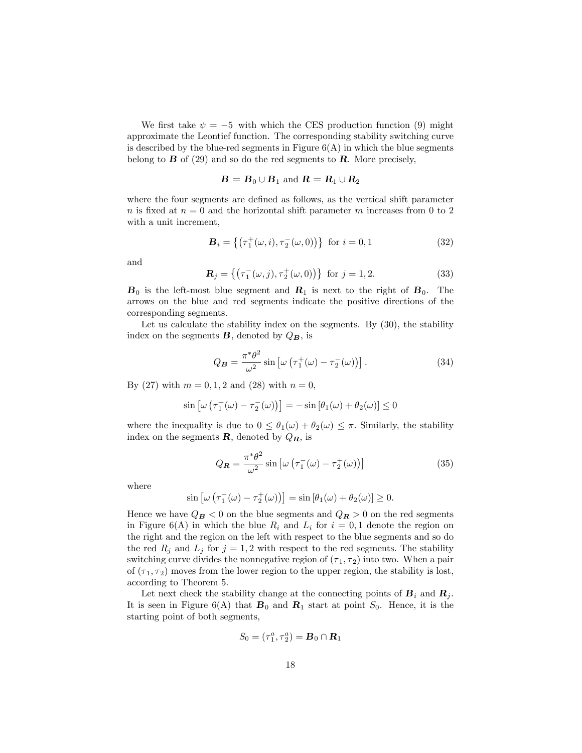We first take $\psi = -5$ with which the CES production function (9) might approximate the Leontief function. The corresponding stability switching curve is described by the blue-red segments in Figure 6(A) in which the blue segments belong to $\boldsymbol{B}$ of (29) and so do the red segments to $\boldsymbol{R}$. More precisely,

$$\boldsymbol{B} = \boldsymbol{B}_0 \cup \boldsymbol{B}_1 \text{ and } \boldsymbol{R} = \boldsymbol{R}_1 \cup \boldsymbol{R}_2$$

where the four segments are defined as follows, as the vertical shift parameter $n$ is fixed at $n = 0$ and the horizontal shift parameter $m$ increases from 0 to 2 with a unit increment,

$$\boldsymbol{B}_i = \left\{ \left( \tau_1^+(\omega, i), \tau_2^-(\omega, 0) \right) \right\} \text{ for } i = 0, 1 \tag{32}$$

and

$$\boldsymbol{R}_j = \left\{ \left( \tau_1^-(\omega, j), \tau_2^+(\omega, 0) \right) \right\} \text{ for } j = 1, 2. \tag{33}$$

$\boldsymbol{B}_0$ is the left-most blue segment and $\boldsymbol{R}_1$ is next to the right of $\boldsymbol{B}_0$. The arrows on the blue and red segments indicate the positive directions of the corresponding segments.

Let us calculate the stability index on the segments. By (30), the stability index on the segments $\boldsymbol{B}$, denoted by $Q_{\boldsymbol{B}}$, is

$$Q_{\boldsymbol{B}} = \frac{\pi^* \theta^2}{\omega^2} \sin \left[ \omega \left( \tau_1^+(\omega) - \tau_2^-(\omega) \right) \right]. \tag{34}$$

By (27) with $m = 0, 1, 2$ and (28) with $n = 0$,

$$\sin \left[ \omega \left( \tau_1^+(\omega) - \tau_2^-(\omega) \right) \right] = -\sin \left[ \theta_1(\omega) + \theta_2(\omega) \right] \leq 0$$

where the inequality is due to $0 \leq \theta_1(\omega) + \theta_2(\omega) \leq \pi$. Similarly, the stability index on the segments $\boldsymbol{R}$, denoted by $Q_{\boldsymbol{R}}$, is

$$Q_{\boldsymbol{R}} = \frac{\pi^* \theta^2}{\omega^2} \sin \left[ \omega \left( \tau_1^-(\omega) - \tau_2^+(\omega) \right) \right] \tag{35}$$

where

$$\sin \left[ \omega \left( \tau_1^-(\omega) - \tau_2^+(\omega) \right) \right] = \sin \left[ \theta_1(\omega) + \theta_2(\omega) \right] \geq 0.$$

Hence we have $Q_{\boldsymbol{B}} < 0$ on the blue segments and $Q_{\boldsymbol{R}} > 0$ on the red segments in Figure 6(A) in which the blue $R_i$ and $L_i$ for $i = 0, 1$ denote the region on the right and the region on the left with respect to the blue segments and so do the red $R_j$ and $L_j$ for $j = 1, 2$ with respect to the red segments. The stability switching curve divides the nonnegative region of $(\tau_1, \tau_2)$ into two. When a pair of $(\tau_1, \tau_2)$ moves from the lower region to the upper region, the stability is lost, according to Theorem 5.

Let next check the stability change at the connecting points of $\boldsymbol{B}_i$ and $\boldsymbol{R}_j$. It is seen in Figure 6(A) that $\boldsymbol{B}_0$ and $\boldsymbol{R}_1$ start at point $S_0$. Hence, it is the starting point of both segments,

$$S_0 = (\tau_1^a, \tau_2^a) = \boldsymbol{B}_0 \cap \boldsymbol{R}_1$$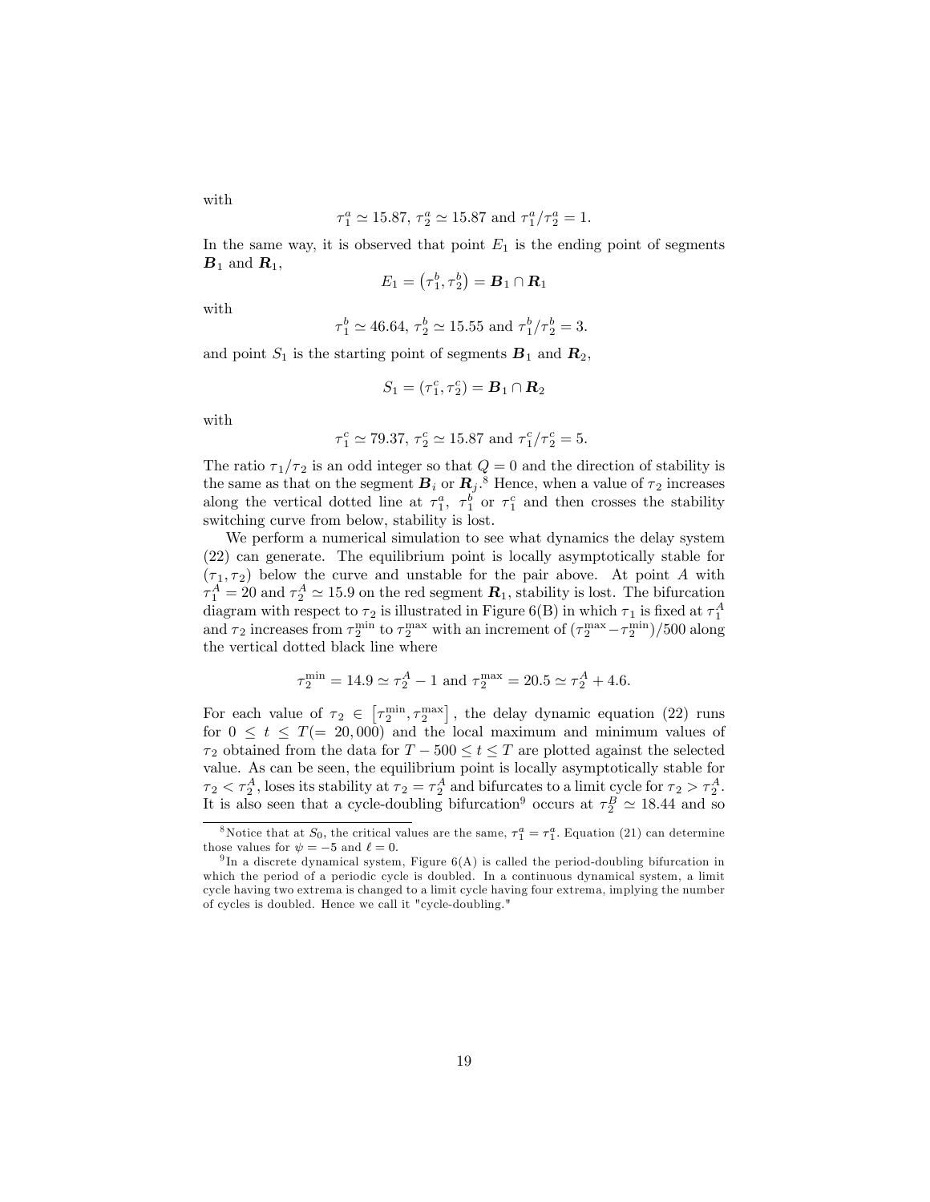with

$$\tau_1^a \simeq 15.87,\ \tau_2^a \simeq 15.87 \text{ and } \tau_1^a/\tau_2^a = 1.$$

In the same way, it is observed that point $E_1$ is the ending point of segments $\boldsymbol{B}_1$ and $\boldsymbol{R}_1$,

$$E_1 = \left(\tau_1^b, \tau_2^b\right) = \boldsymbol{B}_1 \cap \boldsymbol{R}_1$$

with

$$\tau_1^b \simeq 46.64,\ \tau_2^b \simeq 15.55 \text{ and } \tau_1^b/\tau_2^b = 3.$$

and point $S_1$ is the starting point of segments $\boldsymbol{B}_1$ and $\boldsymbol{R}_2$,

$$S_1 = (\tau_1^c, \tau_2^c) = \boldsymbol{B}_1 \cap \boldsymbol{R}_2$$

with

$$\tau_1^c \simeq 79.37,\ \tau_2^c \simeq 15.87 \text{ and } \tau_1^c/\tau_2^c = 5.$$

The ratio $\tau_1/\tau_2$ is an odd integer so that $Q = 0$ and the direction of stability is the same as that on the segment $\boldsymbol{B}_i$ or $\boldsymbol{R}_j$.[8] Hence, when a value of $\tau_2$ increases along the vertical dotted line at $\tau_1^a$, $\tau_1^b$ or $\tau_1^c$ and then crosses the stability switching curve from below, stability is lost.

We perform a numerical simulation to see what dynamics the delay system (22) can generate. The equilibrium point is locally asymptotically stable for $(\tau_1, \tau_2)$ below the curve and unstable for the pair above. At point $A$ with $\tau_1^A = 20$ and $\tau_2^A \simeq 15.9$ on the red segment $\boldsymbol{R}_1$, stability is lost. The bifurcation diagram with respect to $\tau_2$ is illustrated in Figure 6(B) in which $\tau_1$ is fixed at $\tau_1^A$ and $\tau_2$ increases from $\tau_2^{\min}$ to $\tau_2^{\max}$ with an increment of $(\tau_2^{\max} - \tau_2^{\min})/500$ along the vertical dotted black line where

$$\tau_2^{\min} = 14.9 \simeq \tau_2^A - 1 \text{ and } \tau_2^{\max} = 20.5 \simeq \tau_2^A + 4.6.$$

For each value of $\tau_2 \in \left[\tau_2^{\min}, \tau_2^{\max}\right]$, the delay dynamic equation (22) runs for $0 \leq t \leq T (= 20{,}000)$ and the local maximum and minimum values of $\tau_2$ obtained from the data for $T - 500 \leq t \leq T$ are plotted against the selected value. As can be seen, the equilibrium point is locally asymptotically stable for $\tau_2 < \tau_2^A$, loses its stability at $\tau_2 = \tau_2^A$ and bifurcates to a limit cycle for $\tau_2 > \tau_2^A$. It is also seen that a cycle-doubling bifurcation[9] occurs at $\tau_2^B \simeq 18.44$ and so

---

[8] Notice that at $S_0$, the critical values are the same, $\tau_1^a = \tau_1^a$. Equation (21) can determine those values for $\psi = -5$ and $\ell = 0$.

[9] In a discrete dynamical system, Figure 6(A) is called the period-doubling bifurcation in which the period of a periodic cycle is doubled. In a continuous dynamical system, a limit cycle having two extrema is changed to a limit cycle having four extrema, implying the number of cycles is doubled. Hence we call it "cycle-doubling."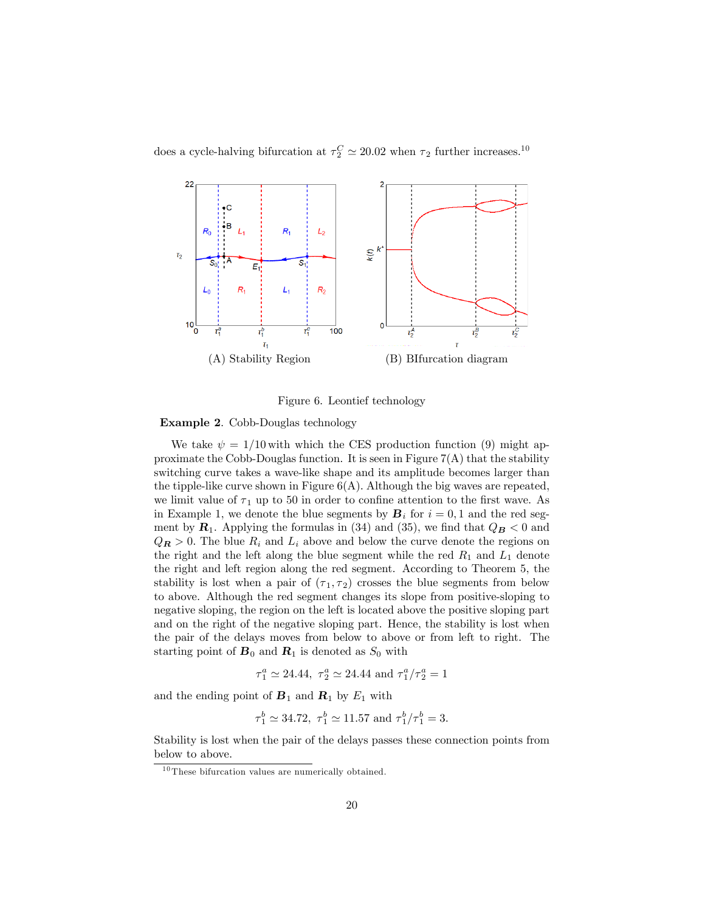does a cycle-halving bifurcation at $\tau_2^C \simeq 20.02$ when $\tau_2$ further increases.[10]

(A) Stability Region (B) BIfurcation diagram

Figure 6. Leontief technology

**Example 2**. Cobb-Douglas technology

We take $\psi = 1/10$ with which the CES production function (9) might approximate the Cobb-Douglas function. It is seen in Figure 7(A) that the stability switching curve takes a wave-like shape and its amplitude becomes larger than the tipple-like curve shown in Figure 6(A). Although the big waves are repeated, we limit value of $\tau_1$ up to 50 in order to confine attention to the first wave. As in Example 1, we denote the blue segments by $\boldsymbol{B}_i$ for $i = 0, 1$ and the red segment by $\boldsymbol{R}_1$. Applying the formulas in (34) and (35), we find that $Q_{\boldsymbol{B}} < 0$ and $Q_{\boldsymbol{R}} > 0$. The blue $R_i$ and $L_i$ above and below the curve denote the regions on the right and the left along the blue segment while the red $R_1$ and $L_1$ denote the right and left region along the red segment. According to Theorem 5, the stability is lost when a pair of $(\tau_1, \tau_2)$ crosses the blue segments from below to above. Although the red segment changes its slope from positive-sloping to negative sloping, the region on the left is located above the positive sloping part and on the right of the negative sloping part. Hence, the stability is lost when the pair of the delays moves from below to above or from left to right. The starting point of $\boldsymbol{B}_0$ and $\boldsymbol{R}_1$ is denoted as $S_0$ with

$$\tau_1^a \simeq 24.44,\ \tau_2^a \simeq 24.44 \text{ and } \tau_1^a/\tau_2^a = 1$$

and the ending point of $\boldsymbol{B}_1$ and $\boldsymbol{R}_1$ by $E_1$ with

$$\tau_1^b \simeq 34.72,\ \tau_1^b \simeq 11.57 \text{ and } \tau_1^b/\tau_1^b = 3.$$

Stability is lost when the pair of the delays passes these connection points from below to above.

[10] These bifurcation values are numerically obtained.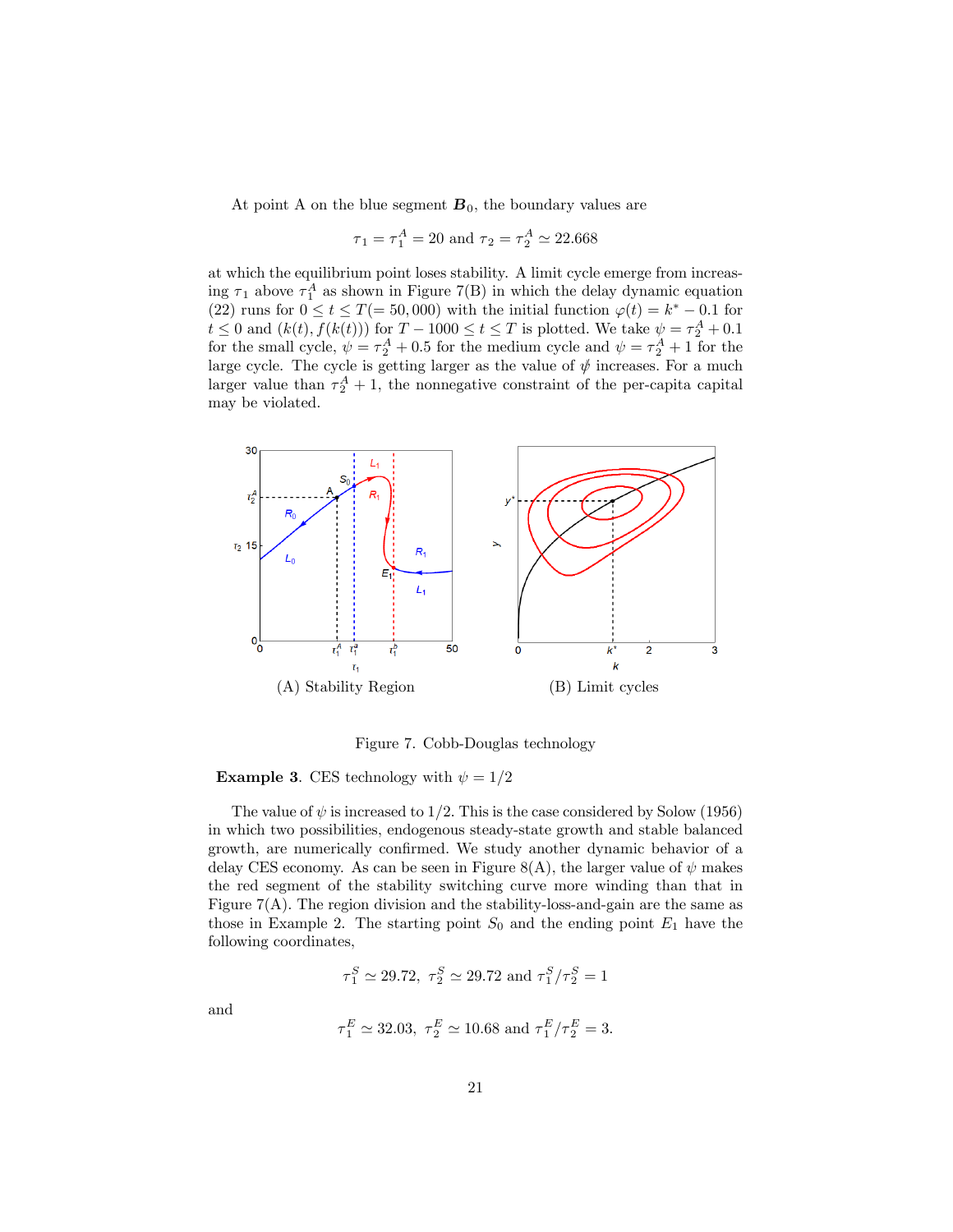At point A on the blue segment $\boldsymbol{B}_0$, the boundary values are

$$\tau_1 = \tau_1^A = 20 \text{ and } \tau_2 = \tau_2^A \simeq 22.668$$

at which the equilibrium point loses stability. A limit cycle emerge from increasing $\tau_1$ above $\tau_1^A$ as shown in Figure 7(B) in which the delay dynamic equation (22) runs for $0 \leq t \leq T(= 50,000)$ with the initial function $\varphi(t) = k^* - 0.1$ for $t \leq 0$ and $(k(t), f(k(t)))$ for $T - 1000 \leq t \leq T$ is plotted. We take $\psi = \tau_2^A + 0.1$ for the small cycle, $\psi = \tau_2^A + 0.5$ for the medium cycle and $\psi = \tau_2^A + 1$ for the large cycle. The cycle is getting larger as the value of $\psi$ increases. For a much larger value than $\tau_2^A + 1$, the nonnegative constraint of the per-capita capital may be violated.

(A) Stability Region (B) Limit cycles

Figure 7. Cobb-Douglas technology

**Example 3**. CES technology with $\psi = 1/2$

The value of $\psi$ is increased to $1/2$. This is the case considered by Solow (1956) in which two possibilities, endogenous steady-state growth and stable balanced growth, are numerically confirmed. We study another dynamic behavior of a delay CES economy. As can be seen in Figure 8(A), the larger value of $\psi$ makes the red segment of the stability switching curve more winding than that in Figure 7(A). The region division and the stability-loss-and-gain are the same as those in Example 2. The starting point $S_0$ and the ending point $E_1$ have the following coordinates,

$$\tau_1^S \simeq 29.72,\ \tau_2^S \simeq 29.72 \text{ and } \tau_1^S/\tau_2^S = 1$$

and

$$\tau_1^E \simeq 32.03,\ \tau_2^E \simeq 10.68 \text{ and } \tau_1^E/\tau_2^E = 3.$$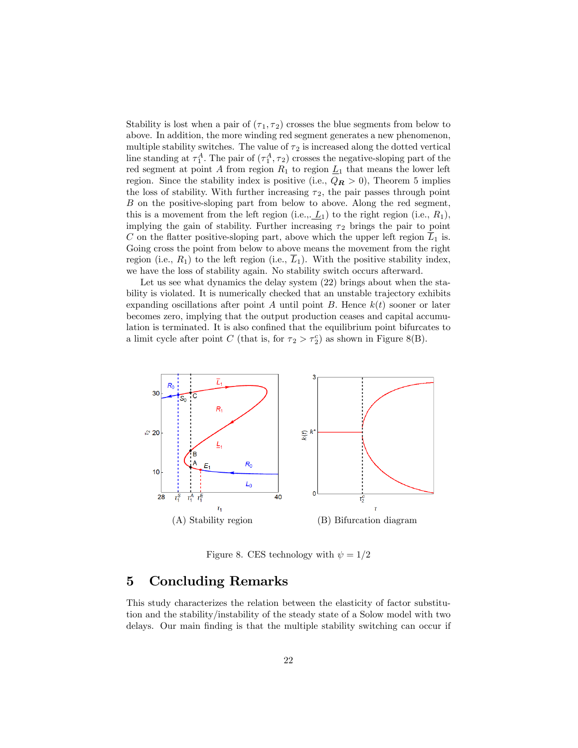Stability is lost when a pair of $(\tau_1, \tau_2)$ crosses the blue segments from below to above. In addition, the more winding red segment generates a new phenomenon, multiple stability switches. The value of $\tau_2$ is increased along the dotted vertical line standing at $\tau_1^A$. The pair of $(\tau_1^A, \tau_2)$ crosses the negative-sloping part of the red segment at point $A$ from region $R_1$ to region $\underline{L}_1$ that means the lower left region. Since the stability index is positive (i.e., $Q_{\boldsymbol{R}} > 0$), Theorem 5 implies the loss of stability. With further increasing $\tau_2$, the pair passes through point $B$ on the positive-sloping part from below to above. Along the red segment, this is a movement from the left region (i.e.,, $\underline{L}_1$) to the right region (i.e., $R_1$), implying the gain of stability. Further increasing $\tau_2$ brings the pair to point $C$ on the flatter positive-sloping part, above which the upper left region $\overline{L}_1$ is. Going cross the point from below to above means the movement from the right region (i.e., $R_1$) to the left region (i.e., $\overline{L}_1$). With the positive stability index, we have the loss of stability again. No stability switch occurs afterward.

Let us see what dynamics the delay system (22) brings about when the stability is violated. It is numerically checked that an unstable trajectory exhibits expanding oscillations after point $A$ until point $B$. Hence $k(t)$ sooner or later becomes zero, implying that the output production ceases and capital accumulation is terminated. It is also confined that the equilibrium point bifurcates to a limit cycle after point $C$ (that is, for $\tau_2 > \tau_2^c$) as shown in Figure 8(B).

(A) Stability region

(B) Bifurcation diagram

Figure 8. CES technology with $\psi = 1/2$

## 5 Concluding Remarks

This study characterizes the relation between the elasticity of factor substitution and the stability/instability of the steady state of a Solow model with two delays. Our main finding is that the multiple stability switching can occur if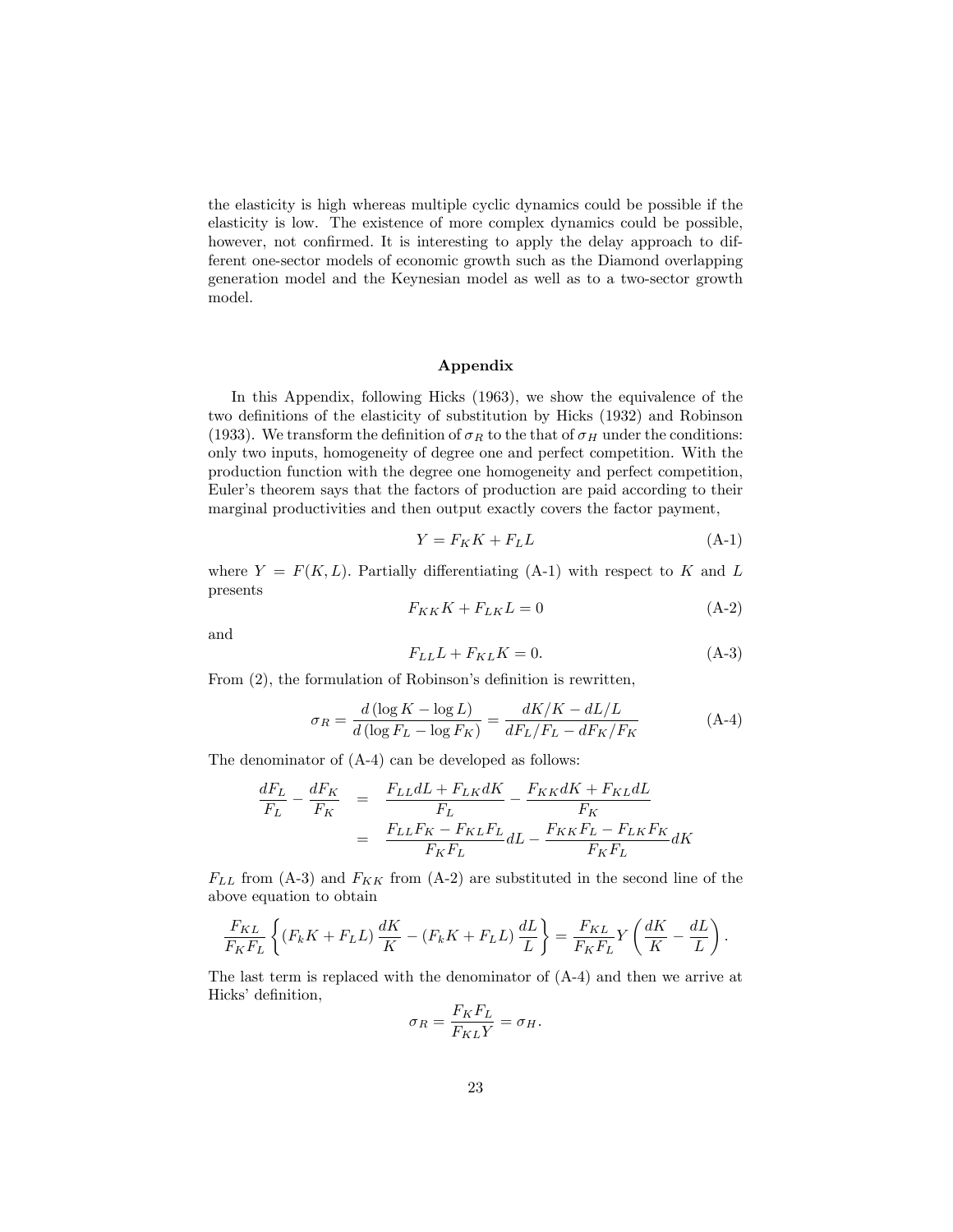the elasticity is high whereas multiple cyclic dynamics could be possible if the elasticity is low. The existence of more complex dynamics could be possible, however, not confirmed. It is interesting to apply the delay approach to different one-sector models of economic growth such as the Diamond overlapping generation model and the Keynesian model as well as to a two-sector growth model.

## Appendix

In this Appendix, following Hicks (1963), we show the equivalence of the two definitions of the elasticity of substitution by Hicks (1932) and Robinson (1933). We transform the definition of $\sigma_R$ to the that of $\sigma_H$ under the conditions: only two inputs, homogeneity of degree one and perfect competition. With the production function with the degree one homogeneity and perfect competition, Euler's theorem says that the factors of production are paid according to their marginal productivities and then output exactly covers the factor payment,

$$Y = F_K K + F_L L \tag{A-1}$$

where $Y = F(K, L)$. Partially differentiating (A-1) with respect to $K$ and $L$ presents

$$F_{KK} K + F_{LK} L = 0 \tag{A-2}$$

and

$$F_{LL} L + F_{KL} K = 0. \tag{A-3}$$

From (2), the formulation of Robinson's definition is rewritten,

$$\sigma_R = \frac{d\left(\log K - \log L\right)}{d\left(\log F_L - \log F_K\right)} = \frac{dK/K - dL/L}{dF_L/F_L - dF_K/F_K} \tag{A-4}$$

The denominator of (A-4) can be developed as follows:

$$\begin{aligned}
\frac{dF_L}{F_L} - \frac{dF_K}{F_K} &= \frac{F_{LL}dL + F_{LK}dK}{F_L} - \frac{F_{KK}dK + F_{KL}dL}{F_K} \\
&= \frac{F_{LL}F_K - F_{KL}F_L}{F_K F_L}dL - \frac{F_{KK}F_L - F_{LK}F_K}{F_K F_L}dK
\end{aligned}$$

$F_{LL}$ from (A-3) and $F_{KK}$ from (A-2) are substituted in the second line of the above equation to obtain

$$\frac{F_{KL}}{F_K F_L}\left\{ \left(F_k K + F_L L\right)\frac{dK}{K} - \left(F_k K + F_L L\right)\frac{dL}{L} \right\} = \frac{F_{KL}}{F_K F_L} Y \left(\frac{dK}{K} - \frac{dL}{L}\right).$$

The last term is replaced with the denominator of (A-4) and then we arrive at Hicks' definition,

$$\sigma_R = \frac{F_K F_L}{F_{KL} Y} = \sigma_H.$$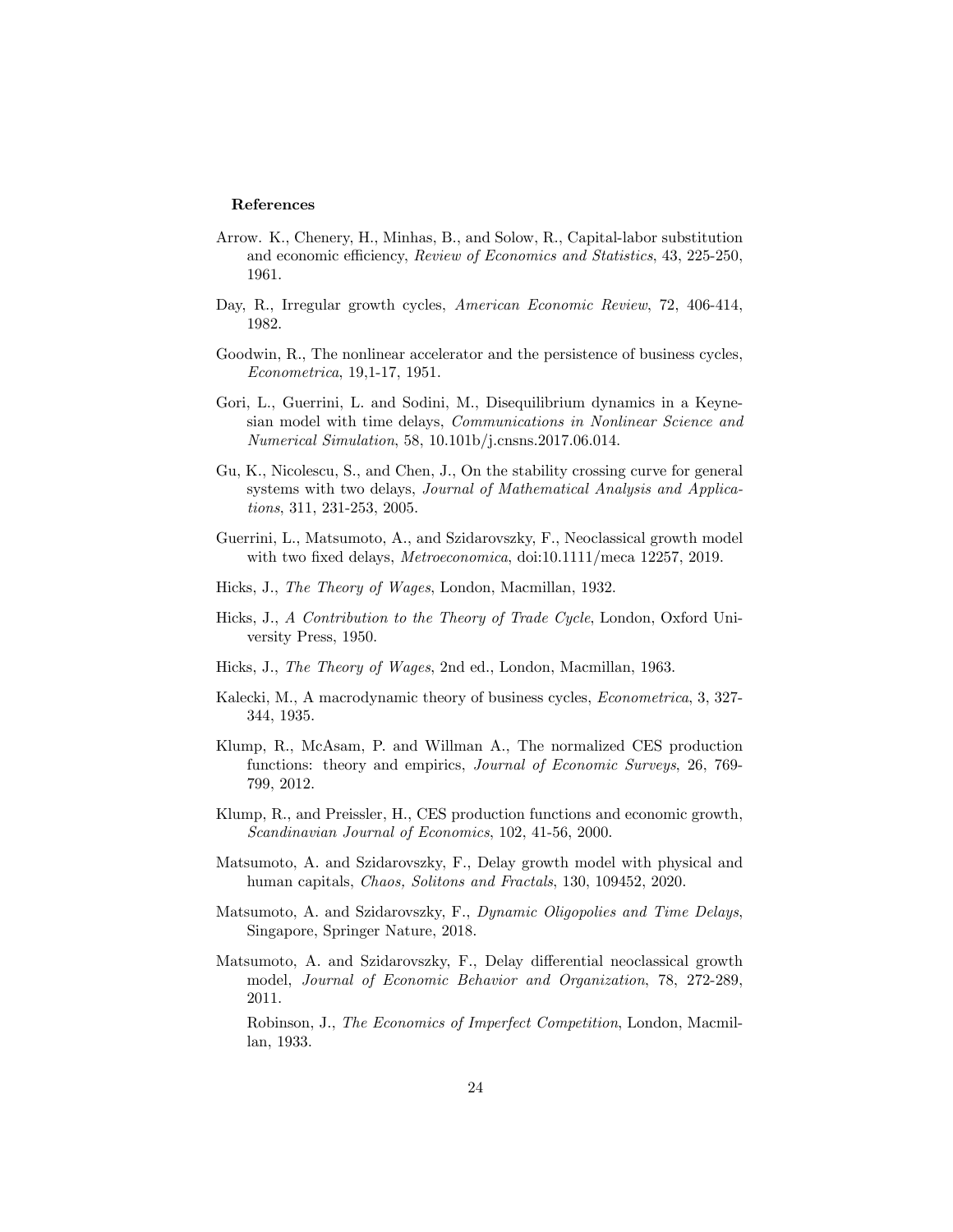## References

Arrow. K., Chenery, H., Minhas, B., and Solow, R., Capital-labor substitution and economic efficiency, *Review of Economics and Statistics*, 43, 225-250, 1961.

Day, R., Irregular growth cycles, *American Economic Review*, 72, 406-414, 1982.

Goodwin, R., The nonlinear accelerator and the persistence of business cycles, *Econometrica*, 19,1-17, 1951.

Gori, L., Guerrini, L. and Sodini, M., Disequilibrium dynamics in a Keynesian model with time delays, *Communications in Nonlinear Science and Numerical Simulation*, 58, 10.101b/j.cnsns.2017.06.014.

Gu, K., Nicolescu, S., and Chen, J., On the stability crossing curve for general systems with two delays, *Journal of Mathematical Analysis and Applications*, 311, 231-253, 2005.

Guerrini, L., Matsumoto, A., and Szidarovszky, F., Neoclassical growth model with two fixed delays, *Metroeconomica*, doi:10.1111/meca 12257, 2019.

Hicks, J., *The Theory of Wages*, London, Macmillan, 1932.

Hicks, J., *A Contribution to the Theory of Trade Cycle*, London, Oxford University Press, 1950.

Hicks, J., *The Theory of Wages*, 2nd ed., London, Macmillan, 1963.

Kalecki, M., A macrodynamic theory of business cycles, *Econometrica*, 3, 327-344, 1935.

Klump, R., McAsam, P. and Willman A., The normalized CES production functions: theory and empirics, *Journal of Economic Surveys*, 26, 769-799, 2012.

Klump, R., and Preissler, H., CES production functions and economic growth, *Scandinavian Journal of Economics*, 102, 41-56, 2000.

Matsumoto, A. and Szidarovszky, F., Delay growth model with physical and human capitals, *Chaos, Solitons and Fractals*, 130, 109452, 2020.

Matsumoto, A. and Szidarovszky, F., *Dynamic Oligopolies and Time Delays*, Singapore, Springer Nature, 2018.

Matsumoto, A. and Szidarovszky, F., Delay differential neoclassical growth model, *Journal of Economic Behavior and Organization*, 78, 272-289, 2011.

Robinson, J., *The Economics of Imperfect Competition*, London, Macmillan, 1933.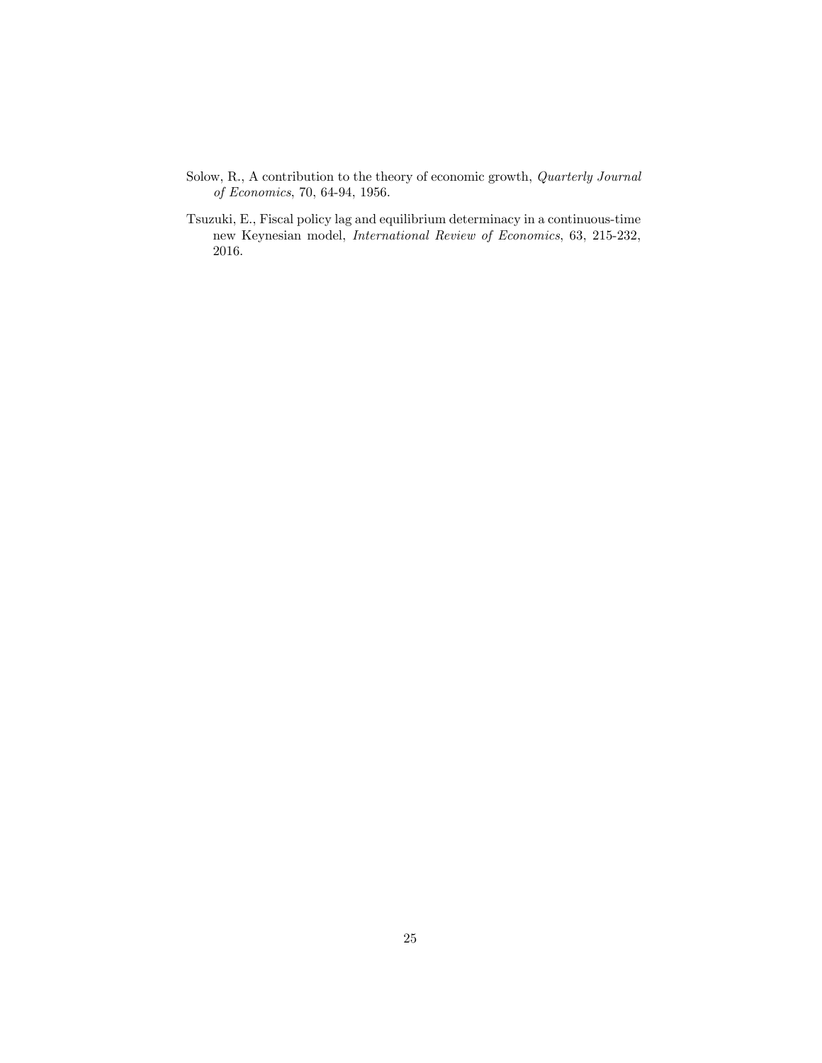Solow, R., A contribution to the theory of economic growth, *Quarterly Journal of Economics*, 70, 64-94, 1956.

Tsuzuki, E., Fiscal policy lag and equilibrium determinacy in a continuous-time new Keynesian model, *International Review of Economics*, 63, 215-232, 2016.